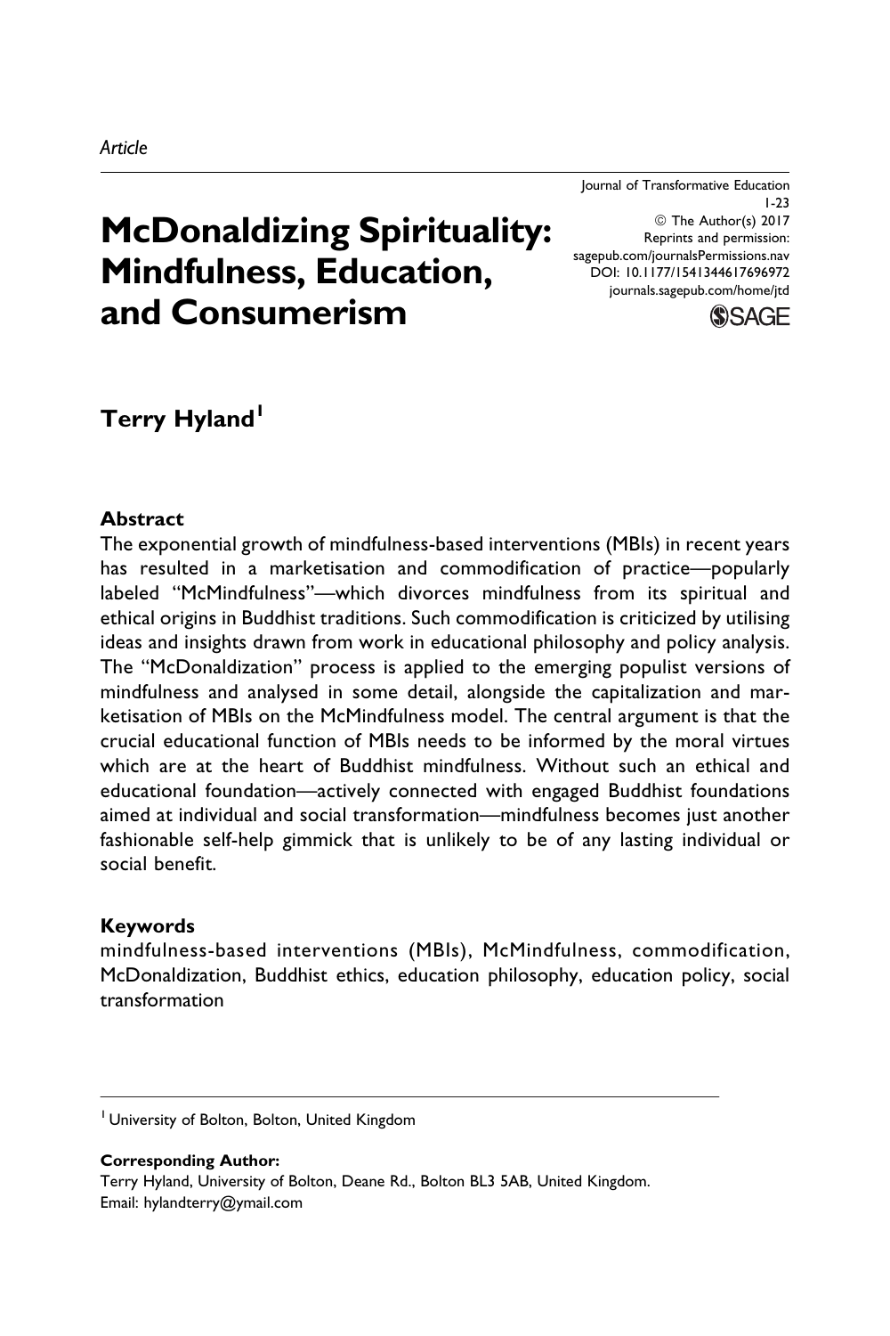*Article*

# McDonaldizing Spirituality: Mindfulness, Education, and Consumerism

Journal of Transformative Education
1-23
© The Author(s) 2017
Reprints and permission:
sagepub.com/journalsPermissions.nav
DOI: 10.1177/1541344617696972
journals.sagepub.com/home/jtd

**Terry Hyland**[1]

### Abstract

The exponential growth of mindfulness-based interventions (MBIs) in recent years has resulted in a marketisation and commodification of practice—popularly labeled "McMindfulness"—which divorces mindfulness from its spiritual and ethical origins in Buddhist traditions. Such commodification is criticized by utilising ideas and insights drawn from work in educational philosophy and policy analysis. The "McDonaldization" process is applied to the emerging populist versions of mindfulness and analysed in some detail, alongside the capitalization and marketisation of MBIs on the McMindfulness model. The central argument is that the crucial educational function of MBIs needs to be informed by the moral virtues which are at the heart of Buddhist mindfulness. Without such an ethical and educational foundation—actively connected with engaged Buddhist foundations aimed at individual and social transformation—mindfulness becomes just another fashionable self-help gimmick that is unlikely to be of any lasting individual or social benefit.

### Keywords

mindfulness-based interventions (MBIs), McMindfulness, commodification, McDonaldization, Buddhist ethics, education philosophy, education policy, social transformation

[1] University of Bolton, Bolton, United Kingdom

**Corresponding Author:**
Terry Hyland, University of Bolton, Deane Rd., Bolton BL3 5AB, United Kingdom.
Email: hylandterry@ymail.com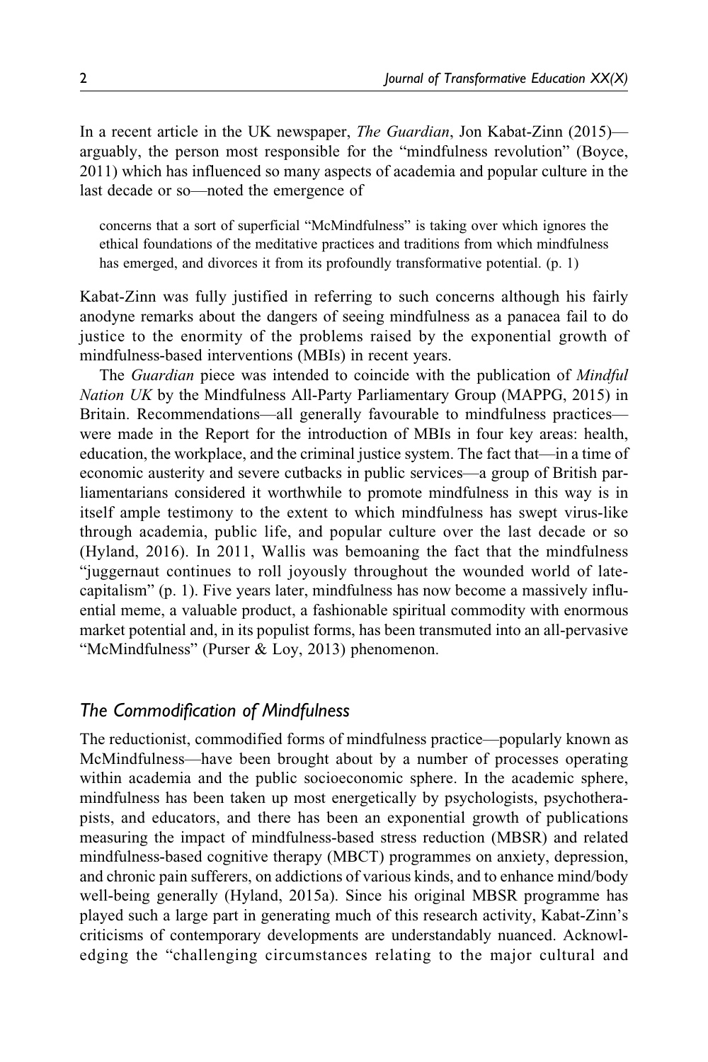In a recent article in the UK newspaper, *The Guardian*, Jon Kabat-Zinn (2015)—arguably, the person most responsible for the "mindfulness revolution" (Boyce, 2011) which has influenced so many aspects of academia and popular culture in the last decade or so—noted the emergence of

> concerns that a sort of superficial "McMindfulness" is taking over which ignores the ethical foundations of the meditative practices and traditions from which mindfulness has emerged, and divorces it from its profoundly transformative potential. (p. 1)

Kabat-Zinn was fully justified in referring to such concerns although his fairly anodyne remarks about the dangers of seeing mindfulness as a panacea fail to do justice to the enormity of the problems raised by the exponential growth of mindfulness-based interventions (MBIs) in recent years.

The *Guardian* piece was intended to coincide with the publication of *Mindful Nation UK* by the Mindfulness All-Party Parliamentary Group (MAPPG, 2015) in Britain. Recommendations—all generally favourable to mindfulness practices—were made in the Report for the introduction of MBIs in four key areas: health, education, the workplace, and the criminal justice system. The fact that—in a time of economic austerity and severe cutbacks in public services—a group of British parliamentarians considered it worthwhile to promote mindfulness in this way is in itself ample testimony to the extent to which mindfulness has swept virus-like through academia, public life, and popular culture over the last decade or so (Hyland, 2016). In 2011, Wallis was bemoaning the fact that the mindfulness "juggernaut continues to roll joyously throughout the wounded world of late-capitalism" (p. 1). Five years later, mindfulness has now become a massively influential meme, a valuable product, a fashionable spiritual commodity with enormous market potential and, in its populist forms, has been transmuted into an all-pervasive "McMindfulness" (Purser & Loy, 2013) phenomenon.

## The Commodification of Mindfulness

The reductionist, commodified forms of mindfulness practice—popularly known as McMindfulness—have been brought about by a number of processes operating within academia and the public socioeconomic sphere. In the academic sphere, mindfulness has been taken up most energetically by psychologists, psychotherapists, and educators, and there has been an exponential growth of publications measuring the impact of mindfulness-based stress reduction (MBSR) and related mindfulness-based cognitive therapy (MBCT) programmes on anxiety, depression, and chronic pain sufferers, on addictions of various kinds, and to enhance mind/body well-being generally (Hyland, 2015a). Since his original MBSR programme has played such a large part in generating much of this research activity, Kabat-Zinn's criticisms of contemporary developments are understandably nuanced. Acknowledging the "challenging circumstances relating to the major cultural and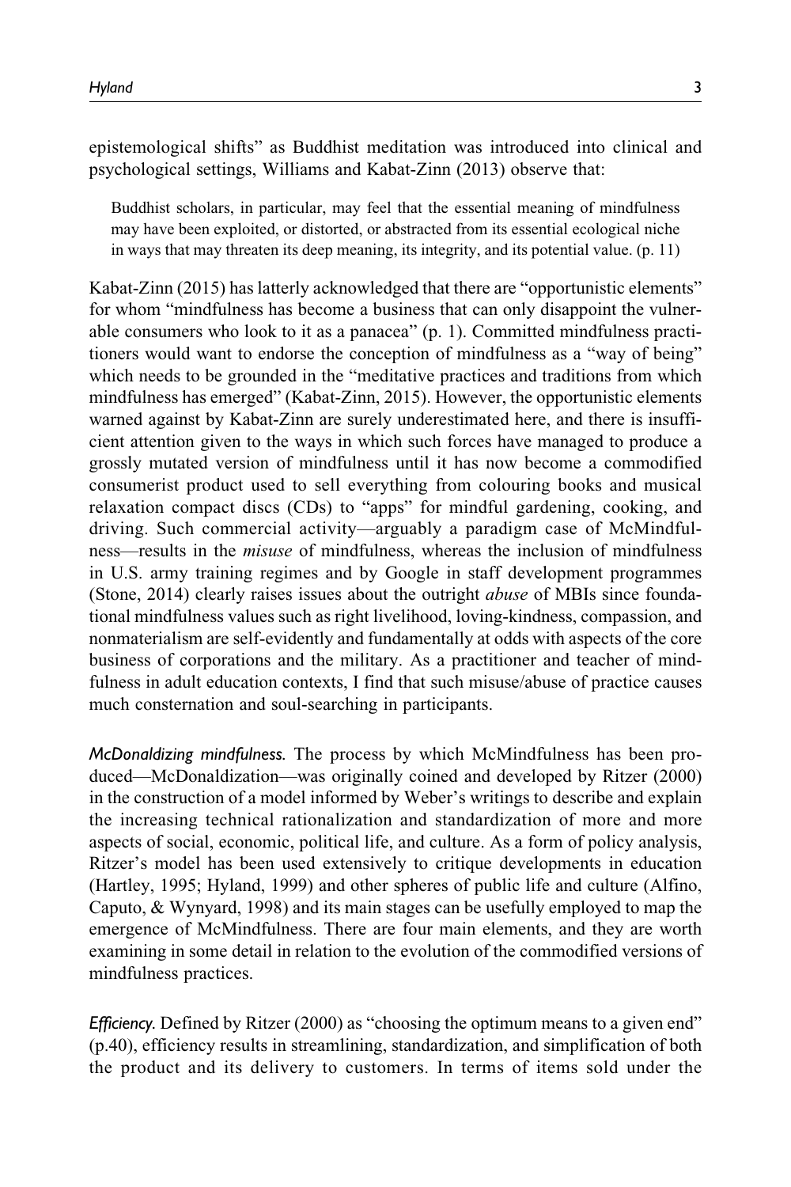epistemological shifts" as Buddhist meditation was introduced into clinical and psychological settings, Williams and Kabat-Zinn (2013) observe that:

> Buddhist scholars, in particular, may feel that the essential meaning of mindfulness may have been exploited, or distorted, or abstracted from its essential ecological niche in ways that may threaten its deep meaning, its integrity, and its potential value. (p. 11)

Kabat-Zinn (2015) has latterly acknowledged that there are "opportunistic elements" for whom "mindfulness has become a business that can only disappoint the vulnerable consumers who look to it as a panacea" (p. 1). Committed mindfulness practitioners would want to endorse the conception of mindfulness as a "way of being" which needs to be grounded in the "meditative practices and traditions from which mindfulness has emerged" (Kabat-Zinn, 2015). However, the opportunistic elements warned against by Kabat-Zinn are surely underestimated here, and there is insufficient attention given to the ways in which such forces have managed to produce a grossly mutated version of mindfulness until it has now become a commodified consumerist product used to sell everything from colouring books and musical relaxation compact discs (CDs) to "apps" for mindful gardening, cooking, and driving. Such commercial activity—arguably a paradigm case of McMindfulness—results in the *misuse* of mindfulness, whereas the inclusion of mindfulness in U.S. army training regimes and by Google in staff development programmes (Stone, 2014) clearly raises issues about the outright *abuse* of MBIs since foundational mindfulness values such as right livelihood, loving-kindness, compassion, and nonmaterialism are self-evidently and fundamentally at odds with aspects of the core business of corporations and the military. As a practitioner and teacher of mindfulness in adult education contexts, I find that such misuse/abuse of practice causes much consternation and soul-searching in participants.

*McDonaldizing mindfulness.* The process by which McMindfulness has been produced—McDonaldization—was originally coined and developed by Ritzer (2000) in the construction of a model informed by Weber's writings to describe and explain the increasing technical rationalization and standardization of more and more aspects of social, economic, political life, and culture. As a form of policy analysis, Ritzer's model has been used extensively to critique developments in education (Hartley, 1995; Hyland, 1999) and other spheres of public life and culture (Alfino, Caputo, & Wynyard, 1998) and its main stages can be usefully employed to map the emergence of McMindfulness. There are four main elements, and they are worth examining in some detail in relation to the evolution of the commodified versions of mindfulness practices.

*Efficiency.* Defined by Ritzer (2000) as "choosing the optimum means to a given end" (p.40), efficiency results in streamlining, standardization, and simplification of both the product and its delivery to customers. In terms of items sold under the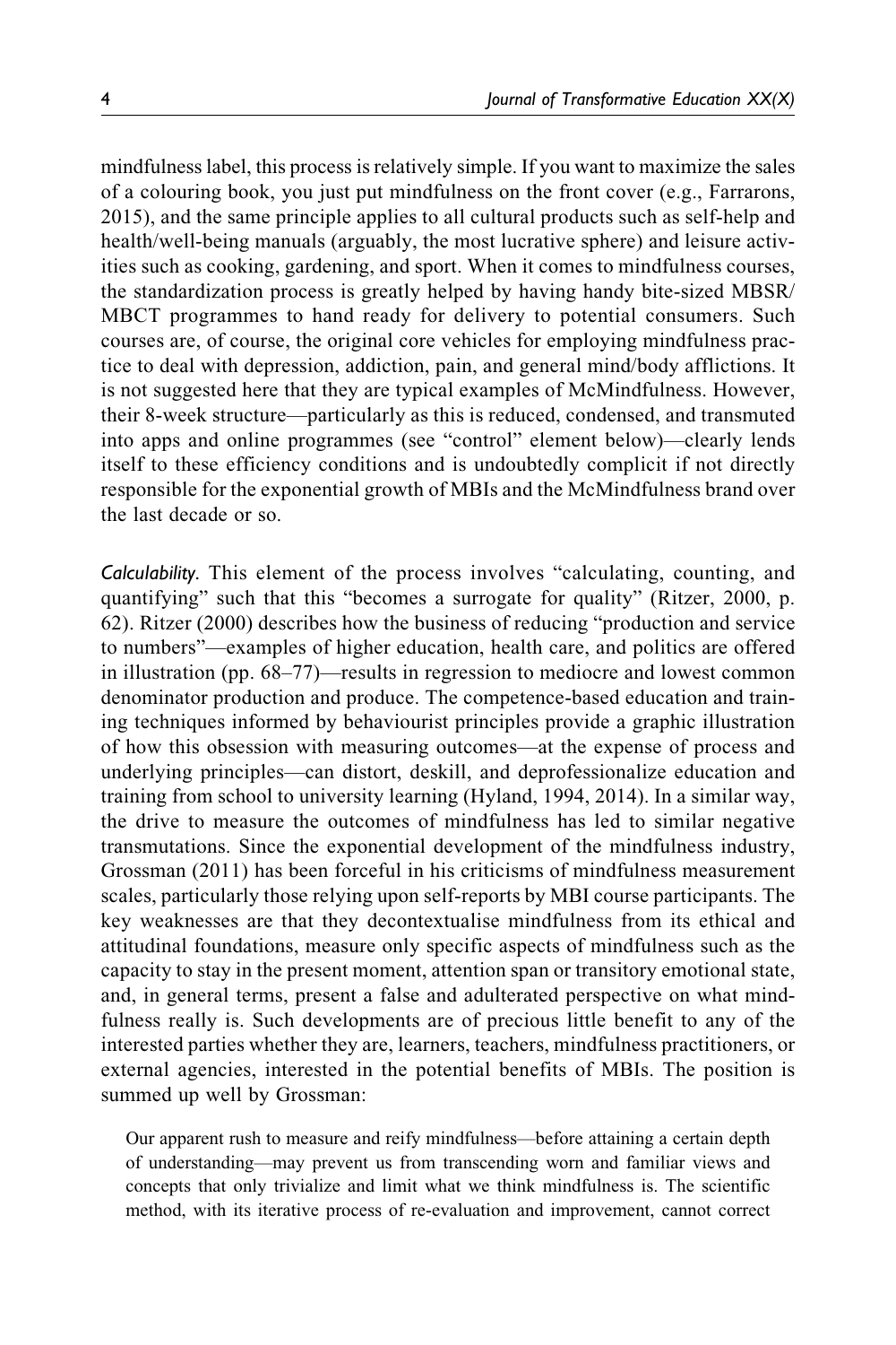mindfulness label, this process is relatively simple. If you want to maximize the sales of a colouring book, you just put mindfulness on the front cover (e.g., Farrarons, 2015), and the same principle applies to all cultural products such as self-help and health/well-being manuals (arguably, the most lucrative sphere) and leisure activities such as cooking, gardening, and sport. When it comes to mindfulness courses, the standardization process is greatly helped by having handy bite-sized MBSR/ MBCT programmes to hand ready for delivery to potential consumers. Such courses are, of course, the original core vehicles for employing mindfulness practice to deal with depression, addiction, pain, and general mind/body afflictions. It is not suggested here that they are typical examples of McMindfulness. However, their 8-week structure—particularly as this is reduced, condensed, and transmuted into apps and online programmes (see "control" element below)—clearly lends itself to these efficiency conditions and is undoubtedly complicit if not directly responsible for the exponential growth of MBIs and the McMindfulness brand over the last decade or so.

*Calculability*. This element of the process involves "calculating, counting, and quantifying" such that this "becomes a surrogate for quality" (Ritzer, 2000, p. 62). Ritzer (2000) describes how the business of reducing "production and service to numbers"—examples of higher education, health care, and politics are offered in illustration (pp. 68–77)—results in regression to mediocre and lowest common denominator production and produce. The competence-based education and training techniques informed by behaviourist principles provide a graphic illustration of how this obsession with measuring outcomes—at the expense of process and underlying principles—can distort, deskill, and deprofessionalize education and training from school to university learning (Hyland, 1994, 2014). In a similar way, the drive to measure the outcomes of mindfulness has led to similar negative transmutations. Since the exponential development of the mindfulness industry, Grossman (2011) has been forceful in his criticisms of mindfulness measurement scales, particularly those relying upon self-reports by MBI course participants. The key weaknesses are that they decontextualise mindfulness from its ethical and attitudinal foundations, measure only specific aspects of mindfulness such as the capacity to stay in the present moment, attention span or transitory emotional state, and, in general terms, present a false and adulterated perspective on what mindfulness really is. Such developments are of precious little benefit to any of the interested parties whether they are, learners, teachers, mindfulness practitioners, or external agencies, interested in the potential benefits of MBIs. The position is summed up well by Grossman:

> Our apparent rush to measure and reify mindfulness—before attaining a certain depth of understanding—may prevent us from transcending worn and familiar views and concepts that only trivialize and limit what we think mindfulness is. The scientific method, with its iterative process of re-evaluation and improvement, cannot correct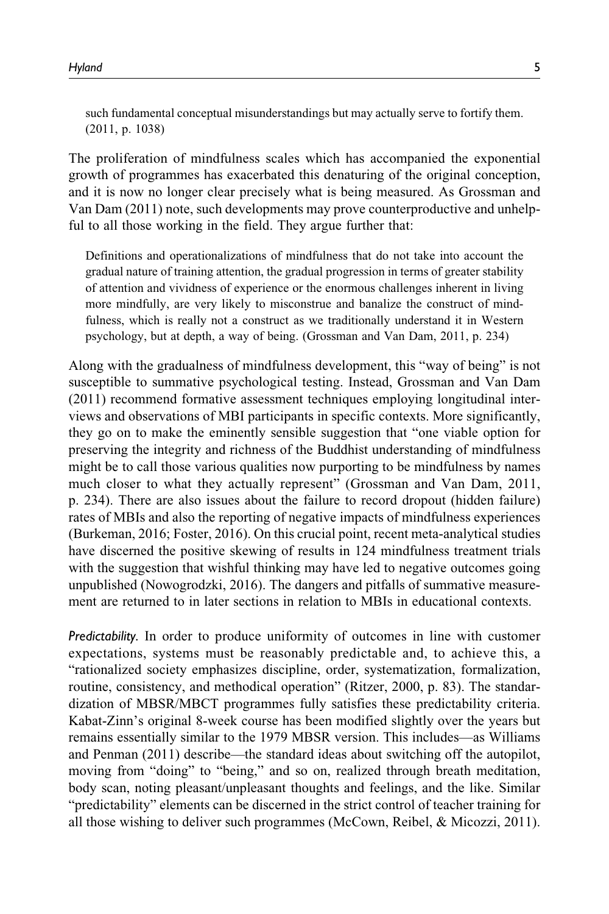> such fundamental conceptual misunderstandings but may actually serve to fortify them. (2011, p. 1038)

The proliferation of mindfulness scales which has accompanied the exponential growth of programmes has exacerbated this denaturing of the original conception, and it is now no longer clear precisely what is being measured. As Grossman and Van Dam (2011) note, such developments may prove counterproductive and unhelpful to all those working in the field. They argue further that:

> Definitions and operationalizations of mindfulness that do not take into account the gradual nature of training attention, the gradual progression in terms of greater stability of attention and vividness of experience or the enormous challenges inherent in living more mindfully, are very likely to misconstrue and banalize the construct of mindfulness, which is really not a construct as we traditionally understand it in Western psychology, but at depth, a way of being. (Grossman and Van Dam, 2011, p. 234)

Along with the gradualness of mindfulness development, this "way of being" is not susceptible to summative psychological testing. Instead, Grossman and Van Dam (2011) recommend formative assessment techniques employing longitudinal interviews and observations of MBI participants in specific contexts. More significantly, they go on to make the eminently sensible suggestion that "one viable option for preserving the integrity and richness of the Buddhist understanding of mindfulness might be to call those various qualities now purporting to be mindfulness by names much closer to what they actually represent" (Grossman and Van Dam, 2011, p. 234). There are also issues about the failure to record dropout (hidden failure) rates of MBIs and also the reporting of negative impacts of mindfulness experiences (Burkeman, 2016; Foster, 2016). On this crucial point, recent meta-analytical studies have discerned the positive skewing of results in 124 mindfulness treatment trials with the suggestion that wishful thinking may have led to negative outcomes going unpublished (Nowogrodzki, 2016). The dangers and pitfalls of summative measurement are returned to in later sections in relation to MBIs in educational contexts.

*Predictability.* In order to produce uniformity of outcomes in line with customer expectations, systems must be reasonably predictable and, to achieve this, a "rationalized society emphasizes discipline, order, systematization, formalization, routine, consistency, and methodical operation" (Ritzer, 2000, p. 83). The standardization of MBSR/MBCT programmes fully satisfies these predictability criteria. Kabat-Zinn's original 8-week course has been modified slightly over the years but remains essentially similar to the 1979 MBSR version. This includes—as Williams and Penman (2011) describe—the standard ideas about switching off the autopilot, moving from "doing" to "being," and so on, realized through breath meditation, body scan, noting pleasant/unpleasant thoughts and feelings, and the like. Similar "predictability" elements can be discerned in the strict control of teacher training for all those wishing to deliver such programmes (McCown, Reibel, & Micozzi, 2011).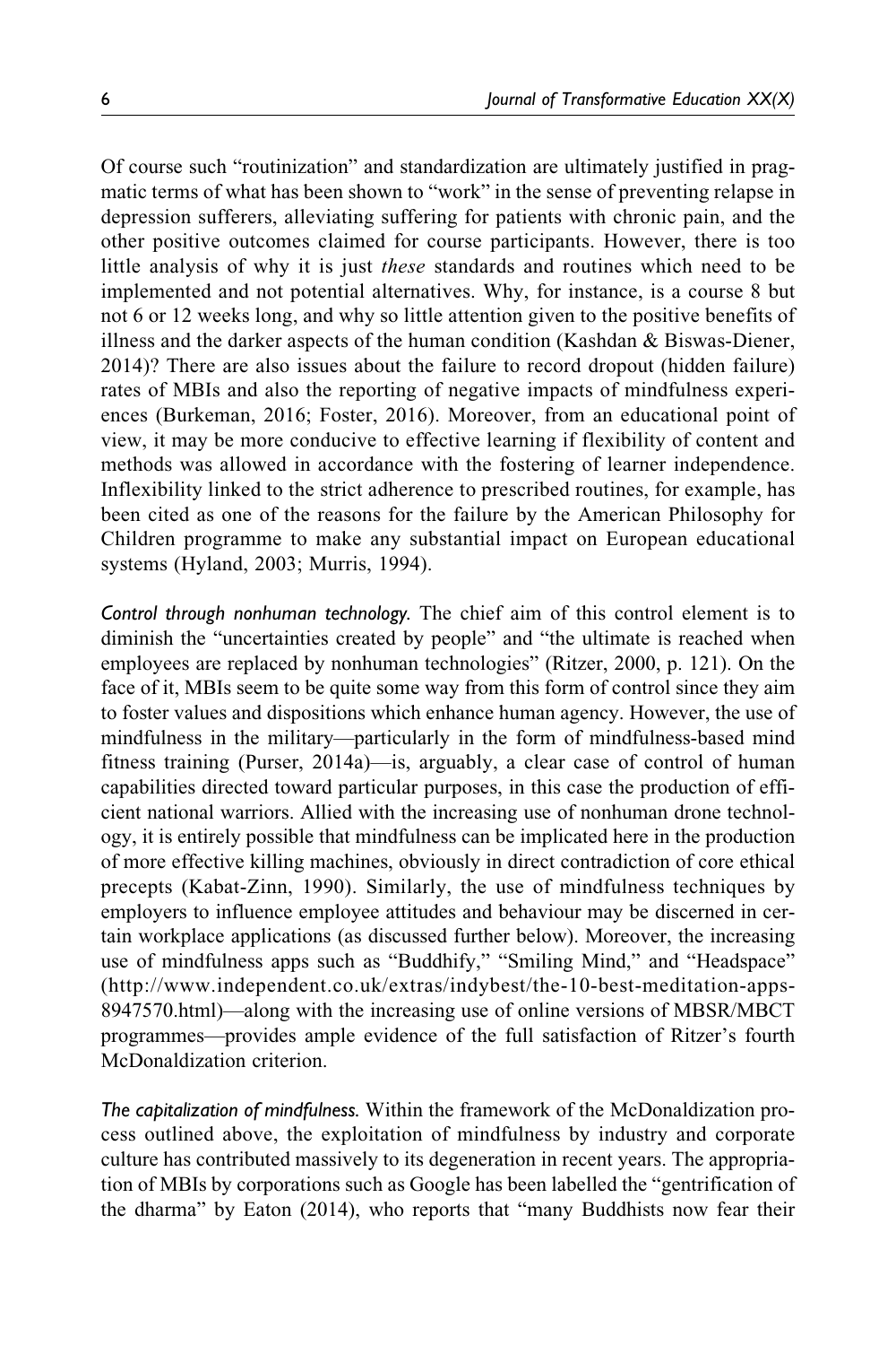Of course such "routinization" and standardization are ultimately justified in pragmatic terms of what has been shown to "work" in the sense of preventing relapse in depression sufferers, alleviating suffering for patients with chronic pain, and the other positive outcomes claimed for course participants. However, there is too little analysis of why it is just *these* standards and routines which need to be implemented and not potential alternatives. Why, for instance, is a course 8 but not 6 or 12 weeks long, and why so little attention given to the positive benefits of illness and the darker aspects of the human condition (Kashdan & Biswas-Diener, 2014)? There are also issues about the failure to record dropout (hidden failure) rates of MBIs and also the reporting of negative impacts of mindfulness experiences (Burkeman, 2016; Foster, 2016). Moreover, from an educational point of view, it may be more conducive to effective learning if flexibility of content and methods was allowed in accordance with the fostering of learner independence. Inflexibility linked to the strict adherence to prescribed routines, for example, has been cited as one of the reasons for the failure by the American Philosophy for Children programme to make any substantial impact on European educational systems (Hyland, 2003; Murris, 1994).

*Control through nonhuman technology.* The chief aim of this control element is to diminish the "uncertainties created by people" and "the ultimate is reached when employees are replaced by nonhuman technologies" (Ritzer, 2000, p. 121). On the face of it, MBIs seem to be quite some way from this form of control since they aim to foster values and dispositions which enhance human agency. However, the use of mindfulness in the military—particularly in the form of mindfulness-based mind fitness training (Purser, 2014a)—is, arguably, a clear case of control of human capabilities directed toward particular purposes, in this case the production of efficient national warriors. Allied with the increasing use of nonhuman drone technology, it is entirely possible that mindfulness can be implicated here in the production of more effective killing machines, obviously in direct contradiction of core ethical precepts (Kabat-Zinn, 1990). Similarly, the use of mindfulness techniques by employers to influence employee attitudes and behaviour may be discerned in certain workplace applications (as discussed further below). Moreover, the increasing use of mindfulness apps such as "Buddhify," "Smiling Mind," and "Headspace" (http://www.independent.co.uk/extras/indybest/the-10-best-meditation-apps-8947570.html)—along with the increasing use of online versions of MBSR/MBCT programmes—provides ample evidence of the full satisfaction of Ritzer's fourth McDonaldization criterion.

*The capitalization of mindfulness.* Within the framework of the McDonaldization process outlined above, the exploitation of mindfulness by industry and corporate culture has contributed massively to its degeneration in recent years. The appropriation of MBIs by corporations such as Google has been labelled the "gentrification of the dharma" by Eaton (2014), who reports that "many Buddhists now fear their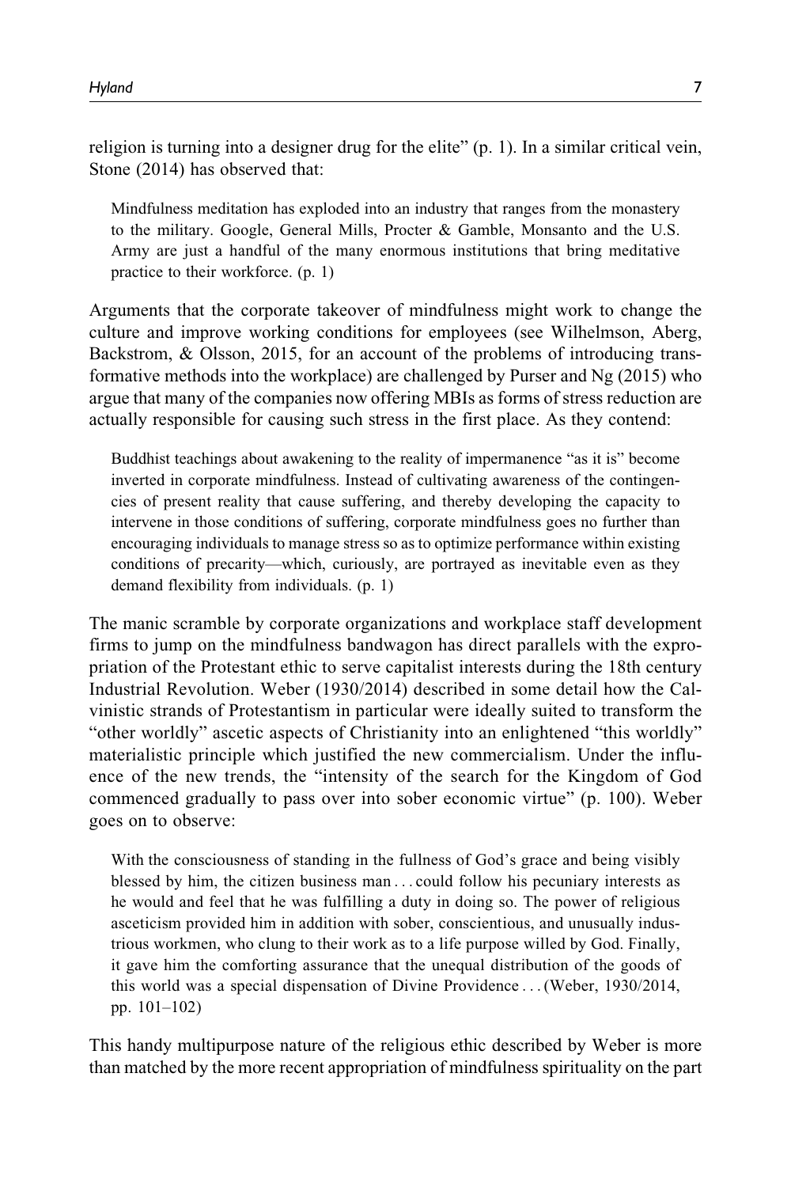religion is turning into a designer drug for the elite" (p. 1). In a similar critical vein, Stone (2014) has observed that:

> Mindfulness meditation has exploded into an industry that ranges from the monastery to the military. Google, General Mills, Procter & Gamble, Monsanto and the U.S. Army are just a handful of the many enormous institutions that bring meditative practice to their workforce. (p. 1)

Arguments that the corporate takeover of mindfulness might work to change the culture and improve working conditions for employees (see Wilhelmson, Aberg, Backstrom, & Olsson, 2015, for an account of the problems of introducing transformative methods into the workplace) are challenged by Purser and Ng (2015) who argue that many of the companies now offering MBIs as forms of stress reduction are actually responsible for causing such stress in the first place. As they contend:

> Buddhist teachings about awakening to the reality of impermanence "as it is" become inverted in corporate mindfulness. Instead of cultivating awareness of the contingencies of present reality that cause suffering, and thereby developing the capacity to intervene in those conditions of suffering, corporate mindfulness goes no further than encouraging individuals to manage stress so as to optimize performance within existing conditions of precarity—which, curiously, are portrayed as inevitable even as they demand flexibility from individuals. (p. 1)

The manic scramble by corporate organizations and workplace staff development firms to jump on the mindfulness bandwagon has direct parallels with the expropriation of the Protestant ethic to serve capitalist interests during the 18th century Industrial Revolution. Weber (1930/2014) described in some detail how the Calvinistic strands of Protestantism in particular were ideally suited to transform the "other worldly" ascetic aspects of Christianity into an enlightened "this worldly" materialistic principle which justified the new commercialism. Under the influence of the new trends, the "intensity of the search for the Kingdom of God commenced gradually to pass over into sober economic virtue" (p. 100). Weber goes on to observe:

> With the consciousness of standing in the fullness of God's grace and being visibly blessed by him, the citizen business man . . . could follow his pecuniary interests as he would and feel that he was fulfilling a duty in doing so. The power of religious asceticism provided him in addition with sober, conscientious, and unusually industrious workmen, who clung to their work as to a life purpose willed by God. Finally, it gave him the comforting assurance that the unequal distribution of the goods of this world was a special dispensation of Divine Providence . . . (Weber, 1930/2014, pp. 101–102)

This handy multipurpose nature of the religious ethic described by Weber is more than matched by the more recent appropriation of mindfulness spirituality on the part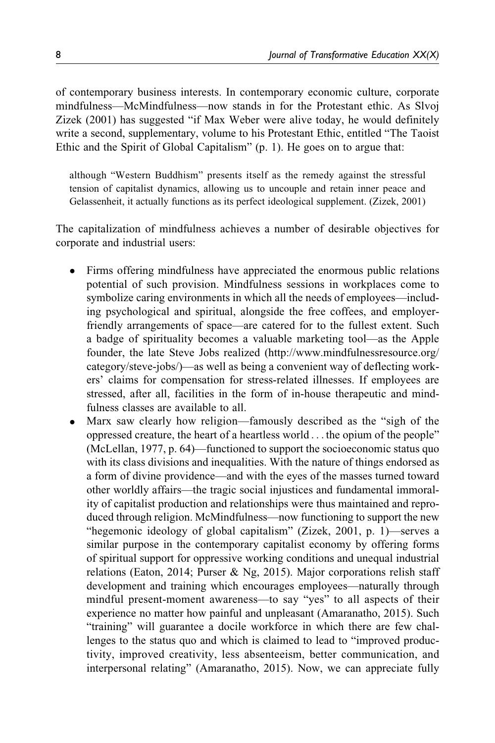of contemporary business interests. In contemporary economic culture, corporate mindfulness—McMindfulness—now stands in for the Protestant ethic. As Slvoj Zizek (2001) has suggested "if Max Weber were alive today, he would definitely write a second, supplementary, volume to his Protestant Ethic, entitled "The Taoist Ethic and the Spirit of Global Capitalism" (p. 1). He goes on to argue that:

> although "Western Buddhism" presents itself as the remedy against the stressful tension of capitalist dynamics, allowing us to uncouple and retain inner peace and Gelassenheit, it actually functions as its perfect ideological supplement. (Zizek, 2001)

The capitalization of mindfulness achieves a number of desirable objectives for corporate and industrial users:

- Firms offering mindfulness have appreciated the enormous public relations potential of such provision. Mindfulness sessions in workplaces come to symbolize caring environments in which all the needs of employees—including psychological and spiritual, alongside the free coffees, and employer-friendly arrangements of space—are catered for to the fullest extent. Such a badge of spirituality becomes a valuable marketing tool—as the Apple founder, the late Steve Jobs realized (http://www.mindfulnessresource.org/category/steve-jobs/)—as well as being a convenient way of deflecting workers' claims for compensation for stress-related illnesses. If employees are stressed, after all, facilities in the form of in-house therapeutic and mindfulness classes are available to all.
- Marx saw clearly how religion—famously described as the "sigh of the oppressed creature, the heart of a heartless world . . . the opium of the people" (McLellan, 1977, p. 64)—functioned to support the socioeconomic status quo with its class divisions and inequalities. With the nature of things endorsed as a form of divine providence—and with the eyes of the masses turned toward other worldly affairs—the tragic social injustices and fundamental immorality of capitalist production and relationships were thus maintained and reproduced through religion. McMindfulness—now functioning to support the new "hegemonic ideology of global capitalism" (Zizek, 2001, p. 1)—serves a similar purpose in the contemporary capitalist economy by offering forms of spiritual support for oppressive working conditions and unequal industrial relations (Eaton, 2014; Purser & Ng, 2015). Major corporations relish staff development and training which encourages employees—naturally through mindful present-moment awareness—to say "yes" to all aspects of their experience no matter how painful and unpleasant (Amaranatho, 2015). Such "training" will guarantee a docile workforce in which there are few challenges to the status quo and which is claimed to lead to "improved productivity, improved creativity, less absenteeism, better communication, and interpersonal relating" (Amaranatho, 2015). Now, we can appreciate fully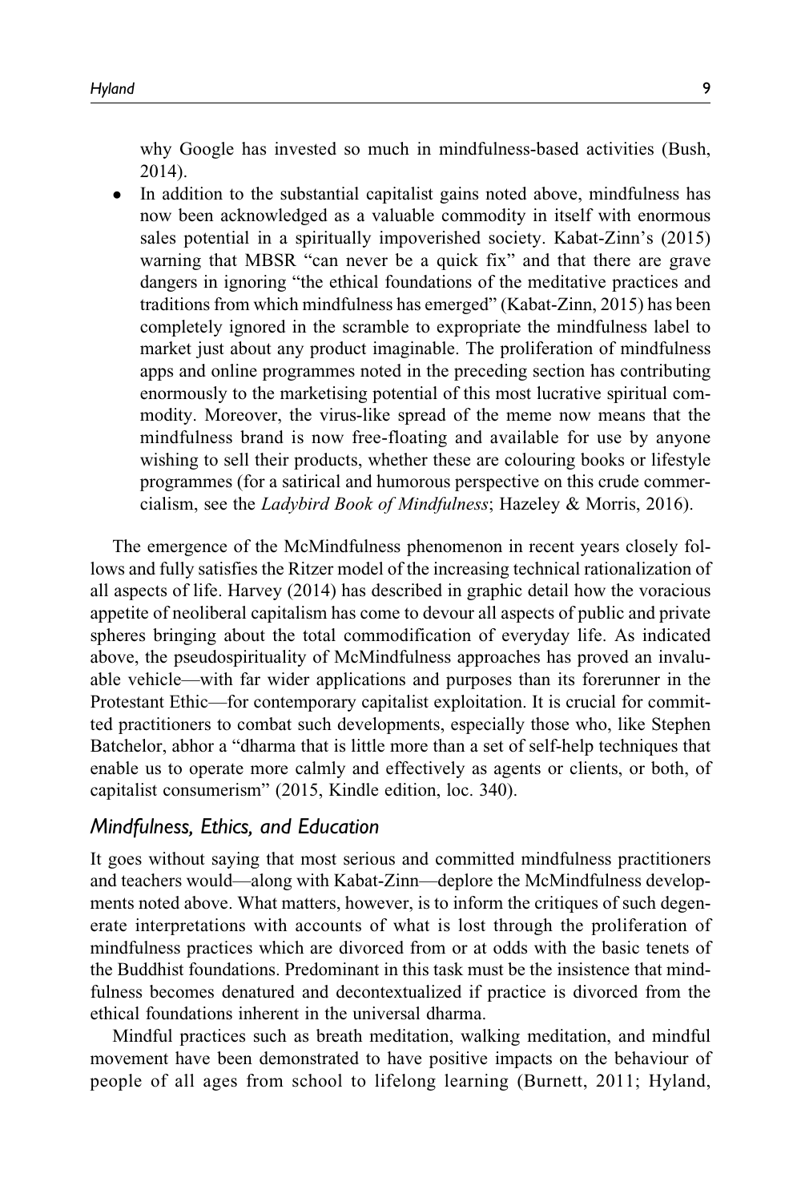why Google has invested so much in mindfulness-based activities (Bush, 2014).

- In addition to the substantial capitalist gains noted above, mindfulness has now been acknowledged as a valuable commodity in itself with enormous sales potential in a spiritually impoverished society. Kabat-Zinn's (2015) warning that MBSR "can never be a quick fix" and that there are grave dangers in ignoring "the ethical foundations of the meditative practices and traditions from which mindfulness has emerged" (Kabat-Zinn, 2015) has been completely ignored in the scramble to expropriate the mindfulness label to market just about any product imaginable. The proliferation of mindfulness apps and online programmes noted in the preceding section has contributing enormously to the marketising potential of this most lucrative spiritual commodity. Moreover, the virus-like spread of the meme now means that the mindfulness brand is now free-floating and available for use by anyone wishing to sell their products, whether these are colouring books or lifestyle programmes (for a satirical and humorous perspective on this crude commercialism, see the *Ladybird Book of Mindfulness*; Hazeley & Morris, 2016).

The emergence of the McMindfulness phenomenon in recent years closely follows and fully satisfies the Ritzer model of the increasing technical rationalization of all aspects of life. Harvey (2014) has described in graphic detail how the voracious appetite of neoliberal capitalism has come to devour all aspects of public and private spheres bringing about the total commodification of everyday life. As indicated above, the pseudospirituality of McMindfulness approaches has proved an invaluable vehicle—with far wider applications and purposes than its forerunner in the Protestant Ethic—for contemporary capitalist exploitation. It is crucial for committed practitioners to combat such developments, especially those who, like Stephen Batchelor, abhor a "dharma that is little more than a set of self-help techniques that enable us to operate more calmly and effectively as agents or clients, or both, of capitalist consumerism" (2015, Kindle edition, loc. 340).

## Mindfulness, Ethics, and Education

It goes without saying that most serious and committed mindfulness practitioners and teachers would—along with Kabat-Zinn—deplore the McMindfulness developments noted above. What matters, however, is to inform the critiques of such degenerate interpretations with accounts of what is lost through the proliferation of mindfulness practices which are divorced from or at odds with the basic tenets of the Buddhist foundations. Predominant in this task must be the insistence that mindfulness becomes denatured and decontextualized if practice is divorced from the ethical foundations inherent in the universal dharma.

Mindful practices such as breath meditation, walking meditation, and mindful movement have been demonstrated to have positive impacts on the behaviour of people of all ages from school to lifelong learning (Burnett, 2011; Hyland,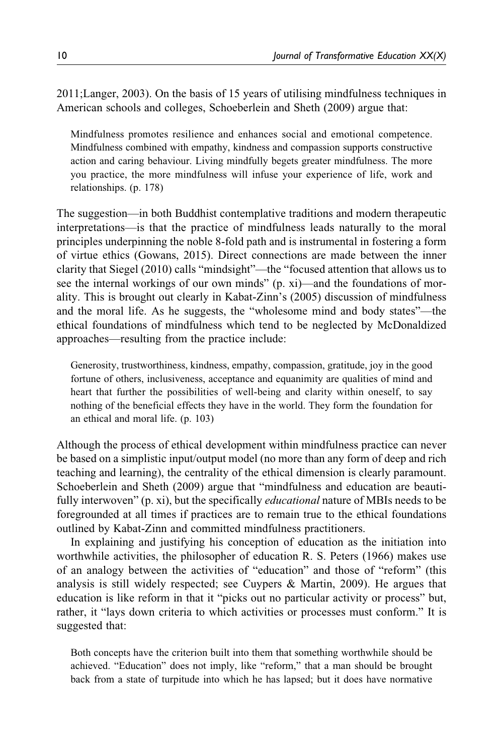2011;Langer, 2003). On the basis of 15 years of utilising mindfulness techniques in American schools and colleges, Schoeberlein and Sheth (2009) argue that:

> Mindfulness promotes resilience and enhances social and emotional competence. Mindfulness combined with empathy, kindness and compassion supports constructive action and caring behaviour. Living mindfully begets greater mindfulness. The more you practice, the more mindfulness will infuse your experience of life, work and relationships. (p. 178)

The suggestion—in both Buddhist contemplative traditions and modern therapeutic interpretations—is that the practice of mindfulness leads naturally to the moral principles underpinning the noble 8-fold path and is instrumental in fostering a form of virtue ethics (Gowans, 2015). Direct connections are made between the inner clarity that Siegel (2010) calls "mindsight"—the "focused attention that allows us to see the internal workings of our own minds" (p. xi)—and the foundations of morality. This is brought out clearly in Kabat-Zinn's (2005) discussion of mindfulness and the moral life. As he suggests, the "wholesome mind and body states"—the ethical foundations of mindfulness which tend to be neglected by McDonaldized approaches—resulting from the practice include:

> Generosity, trustworthiness, kindness, empathy, compassion, gratitude, joy in the good fortune of others, inclusiveness, acceptance and equanimity are qualities of mind and heart that further the possibilities of well-being and clarity within oneself, to say nothing of the beneficial effects they have in the world. They form the foundation for an ethical and moral life. (p. 103)

Although the process of ethical development within mindfulness practice can never be based on a simplistic input/output model (no more than any form of deep and rich teaching and learning), the centrality of the ethical dimension is clearly paramount. Schoeberlein and Sheth (2009) argue that "mindfulness and education are beautifully interwoven" (p. xi), but the specifically *educational* nature of MBIs needs to be foregrounded at all times if practices are to remain true to the ethical foundations outlined by Kabat-Zinn and committed mindfulness practitioners.

In explaining and justifying his conception of education as the initiation into worthwhile activities, the philosopher of education R. S. Peters (1966) makes use of an analogy between the activities of "education" and those of "reform" (this analysis is still widely respected; see Cuypers & Martin, 2009). He argues that education is like reform in that it "picks out no particular activity or process" but, rather, it "lays down criteria to which activities or processes must conform." It is suggested that:

> Both concepts have the criterion built into them that something worthwhile should be achieved. "Education" does not imply, like "reform," that a man should be brought back from a state of turpitude into which he has lapsed; but it does have normative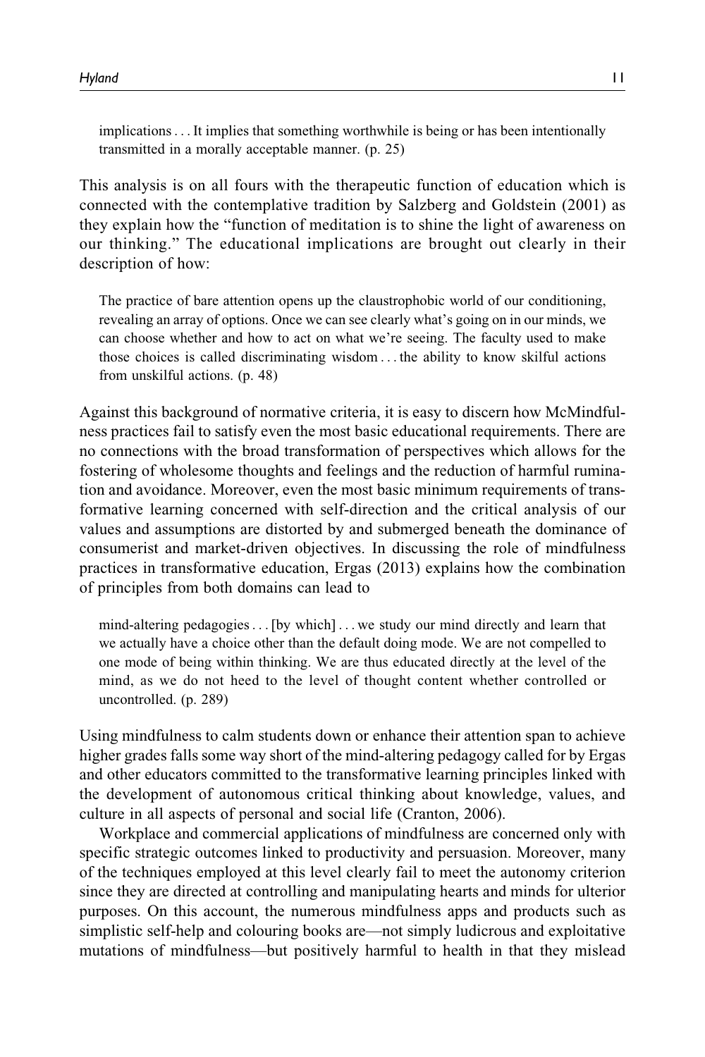> implications . . . It implies that something worthwhile is being or has been intentionally transmitted in a morally acceptable manner. (p. 25)

This analysis is on all fours with the therapeutic function of education which is connected with the contemplative tradition by Salzberg and Goldstein (2001) as they explain how the "function of meditation is to shine the light of awareness on our thinking." The educational implications are brought out clearly in their description of how:

> The practice of bare attention opens up the claustrophobic world of our conditioning, revealing an array of options. Once we can see clearly what's going on in our minds, we can choose whether and how to act on what we're seeing. The faculty used to make those choices is called discriminating wisdom . . . the ability to know skilful actions from unskilful actions. (p. 48)

Against this background of normative criteria, it is easy to discern how McMindfulness practices fail to satisfy even the most basic educational requirements. There are no connections with the broad transformation of perspectives which allows for the fostering of wholesome thoughts and feelings and the reduction of harmful rumination and avoidance. Moreover, even the most basic minimum requirements of transformative learning concerned with self-direction and the critical analysis of our values and assumptions are distorted by and submerged beneath the dominance of consumerist and market-driven objectives. In discussing the role of mindfulness practices in transformative education, Ergas (2013) explains how the combination of principles from both domains can lead to

> mind-altering pedagogies . . . [by which] . . . we study our mind directly and learn that we actually have a choice other than the default doing mode. We are not compelled to one mode of being within thinking. We are thus educated directly at the level of the mind, as we do not heed to the level of thought content whether controlled or uncontrolled. (p. 289)

Using mindfulness to calm students down or enhance their attention span to achieve higher grades falls some way short of the mind-altering pedagogy called for by Ergas and other educators committed to the transformative learning principles linked with the development of autonomous critical thinking about knowledge, values, and culture in all aspects of personal and social life (Cranton, 2006).

Workplace and commercial applications of mindfulness are concerned only with specific strategic outcomes linked to productivity and persuasion. Moreover, many of the techniques employed at this level clearly fail to meet the autonomy criterion since they are directed at controlling and manipulating hearts and minds for ulterior purposes. On this account, the numerous mindfulness apps and products such as simplistic self-help and colouring books are—not simply ludicrous and exploitative mutations of mindfulness—but positively harmful to health in that they mislead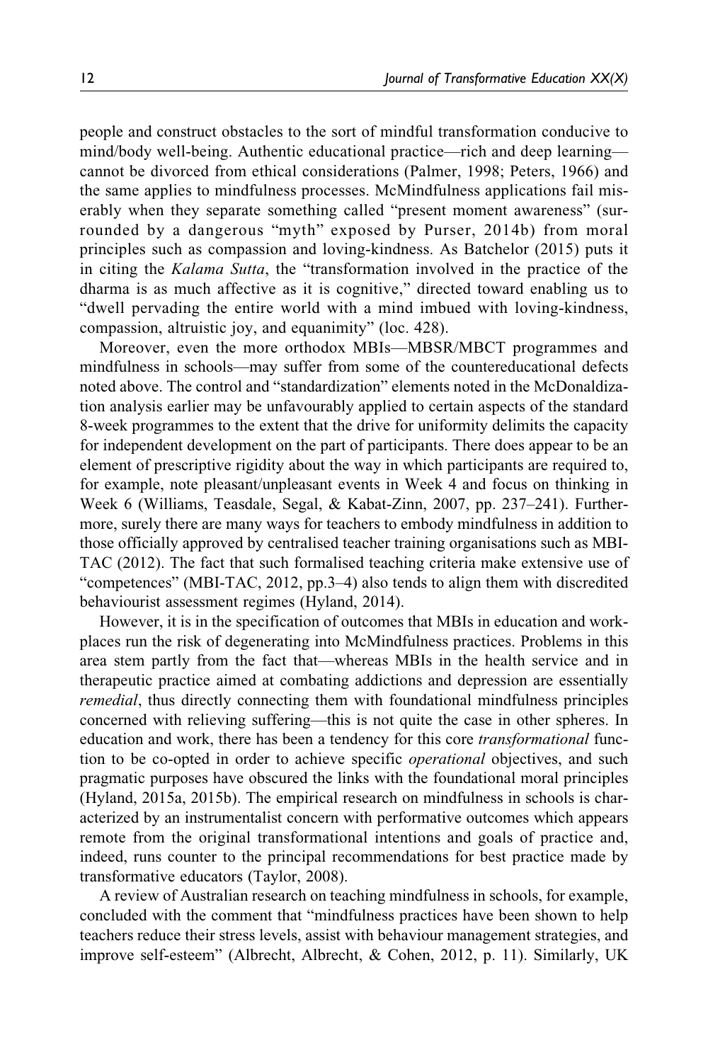people and construct obstacles to the sort of mindful transformation conducive to mind/body well-being. Authentic educational practice—rich and deep learning—cannot be divorced from ethical considerations (Palmer, 1998; Peters, 1966) and the same applies to mindfulness processes. McMindfulness applications fail miserably when they separate something called "present moment awareness" (surrounded by a dangerous "myth" exposed by Purser, 2014b) from moral principles such as compassion and loving-kindness. As Batchelor (2015) puts it in citing the *Kalama Sutta*, the "transformation involved in the practice of the dharma is as much affective as it is cognitive," directed toward enabling us to "dwell pervading the entire world with a mind imbued with loving-kindness, compassion, altruistic joy, and equanimity" (loc. 428).

Moreover, even the more orthodox MBIs—MBSR/MBCT programmes and mindfulness in schools—may suffer from some of the countereducational defects noted above. The control and "standardization" elements noted in the McDonaldization analysis earlier may be unfavourably applied to certain aspects of the standard 8-week programmes to the extent that the drive for uniformity delimits the capacity for independent development on the part of participants. There does appear to be an element of prescriptive rigidity about the way in which participants are required to, for example, note pleasant/unpleasant events in Week 4 and focus on thinking in Week 6 (Williams, Teasdale, Segal, & Kabat-Zinn, 2007, pp. 237–241). Furthermore, surely there are many ways for teachers to embody mindfulness in addition to those officially approved by centralised teacher training organisations such as MBI-TAC (2012). The fact that such formalised teaching criteria make extensive use of "competences" (MBI-TAC, 2012, pp.3–4) also tends to align them with discredited behaviourist assessment regimes (Hyland, 2014).

However, it is in the specification of outcomes that MBIs in education and workplaces run the risk of degenerating into McMindfulness practices. Problems in this area stem partly from the fact that—whereas MBIs in the health service and in therapeutic practice aimed at combating addictions and depression are essentially *remedial*, thus directly connecting them with foundational mindfulness principles concerned with relieving suffering—this is not quite the case in other spheres. In education and work, there has been a tendency for this core *transformational* function to be co-opted in order to achieve specific *operational* objectives, and such pragmatic purposes have obscured the links with the foundational moral principles (Hyland, 2015a, 2015b). The empirical research on mindfulness in schools is characterized by an instrumentalist concern with performative outcomes which appears remote from the original transformational intentions and goals of practice and, indeed, runs counter to the principal recommendations for best practice made by transformative educators (Taylor, 2008).

A review of Australian research on teaching mindfulness in schools, for example, concluded with the comment that "mindfulness practices have been shown to help teachers reduce their stress levels, assist with behaviour management strategies, and improve self-esteem" (Albrecht, Albrecht, & Cohen, 2012, p. 11). Similarly, UK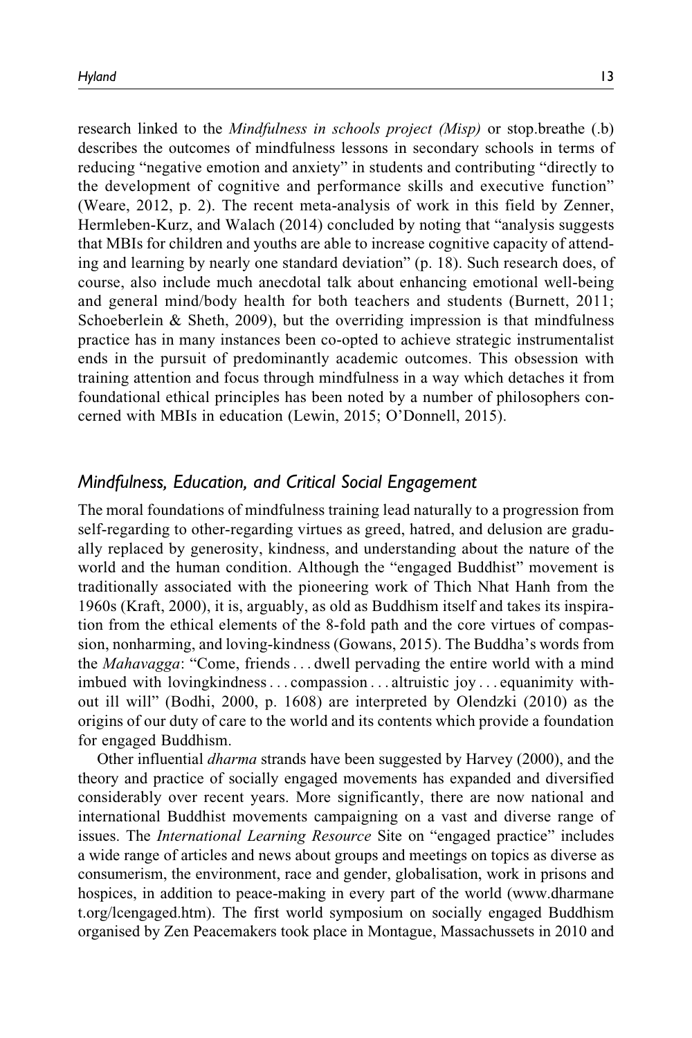research linked to the *Mindfulness in schools project (Misp)* or stop.breathe (.b) describes the outcomes of mindfulness lessons in secondary schools in terms of reducing "negative emotion and anxiety" in students and contributing "directly to the development of cognitive and performance skills and executive function" (Weare, 2012, p. 2). The recent meta-analysis of work in this field by Zenner, Hermleben-Kurz, and Walach (2014) concluded by noting that "analysis suggests that MBIs for children and youths are able to increase cognitive capacity of attending and learning by nearly one standard deviation" (p. 18). Such research does, of course, also include much anecdotal talk about enhancing emotional well-being and general mind/body health for both teachers and students (Burnett, 2011; Schoeberlein & Sheth, 2009), but the overriding impression is that mindfulness practice has in many instances been co-opted to achieve strategic instrumentalist ends in the pursuit of predominantly academic outcomes. This obsession with training attention and focus through mindfulness in a way which detaches it from foundational ethical principles has been noted by a number of philosophers concerned with MBIs in education (Lewin, 2015; O'Donnell, 2015).

## *Mindfulness, Education, and Critical Social Engagement*

The moral foundations of mindfulness training lead naturally to a progression from self-regarding to other-regarding virtues as greed, hatred, and delusion are gradually replaced by generosity, kindness, and understanding about the nature of the world and the human condition. Although the "engaged Buddhist" movement is traditionally associated with the pioneering work of Thich Nhat Hanh from the 1960s (Kraft, 2000), it is, arguably, as old as Buddhism itself and takes its inspiration from the ethical elements of the 8-fold path and the core virtues of compassion, nonharming, and loving-kindness (Gowans, 2015). The Buddha's words from the *Mahavagga*: "Come, friends . . . dwell pervading the entire world with a mind imbued with lovingkindness . . . compassion . . . altruistic joy . . . equanimity without ill will" (Bodhi, 2000, p. 1608) are interpreted by Olendzki (2010) as the origins of our duty of care to the world and its contents which provide a foundation for engaged Buddhism.

Other influential *dharma* strands have been suggested by Harvey (2000), and the theory and practice of socially engaged movements has expanded and diversified considerably over recent years. More significantly, there are now national and international Buddhist movements campaigning on a vast and diverse range of issues. The *International Learning Resource* Site on "engaged practice" includes a wide range of articles and news about groups and meetings on topics as diverse as consumerism, the environment, race and gender, globalisation, work in prisons and hospices, in addition to peace-making in every part of the world (www.dharmanet.org/lcengaged.htm). The first world symposium on socially engaged Buddhism organised by Zen Peacemakers took place in Montague, Massachussets in 2010 and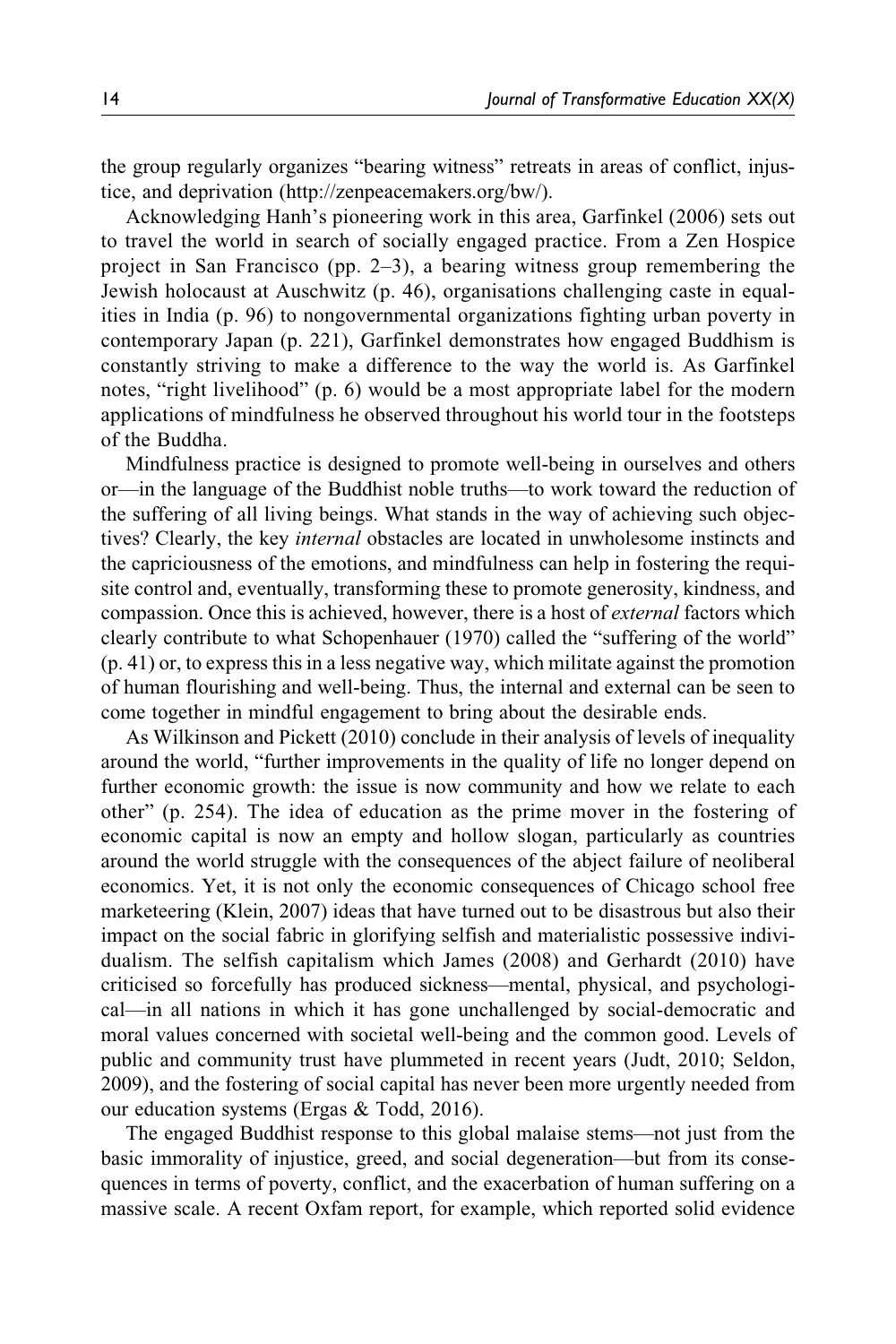the group regularly organizes "bearing witness" retreats in areas of conflict, injustice, and deprivation (http://zenpeacemakers.org/bw/).

Acknowledging Hanh's pioneering work in this area, Garfinkel (2006) sets out to travel the world in search of socially engaged practice. From a Zen Hospice project in San Francisco (pp. 2–3), a bearing witness group remembering the Jewish holocaust at Auschwitz (p. 46), organisations challenging caste in equalities in India (p. 96) to nongovernmental organizations fighting urban poverty in contemporary Japan (p. 221), Garfinkel demonstrates how engaged Buddhism is constantly striving to make a difference to the way the world is. As Garfinkel notes, "right livelihood" (p. 6) would be a most appropriate label for the modern applications of mindfulness he observed throughout his world tour in the footsteps of the Buddha.

Mindfulness practice is designed to promote well-being in ourselves and others or—in the language of the Buddhist noble truths—to work toward the reduction of the suffering of all living beings. What stands in the way of achieving such objectives? Clearly, the key *internal* obstacles are located in unwholesome instincts and the capriciousness of the emotions, and mindfulness can help in fostering the requisite control and, eventually, transforming these to promote generosity, kindness, and compassion. Once this is achieved, however, there is a host of *external* factors which clearly contribute to what Schopenhauer (1970) called the "suffering of the world" (p. 41) or, to express this in a less negative way, which militate against the promotion of human flourishing and well-being. Thus, the internal and external can be seen to come together in mindful engagement to bring about the desirable ends.

As Wilkinson and Pickett (2010) conclude in their analysis of levels of inequality around the world, "further improvements in the quality of life no longer depend on further economic growth: the issue is now community and how we relate to each other" (p. 254). The idea of education as the prime mover in the fostering of economic capital is now an empty and hollow slogan, particularly as countries around the world struggle with the consequences of the abject failure of neoliberal economics. Yet, it is not only the economic consequences of Chicago school free marketeering (Klein, 2007) ideas that have turned out to be disastrous but also their impact on the social fabric in glorifying selfish and materialistic possessive individualism. The selfish capitalism which James (2008) and Gerhardt (2010) have criticised so forcefully has produced sickness—mental, physical, and psychological—in all nations in which it has gone unchallenged by social-democratic and moral values concerned with societal well-being and the common good. Levels of public and community trust have plummeted in recent years (Judt, 2010; Seldon, 2009), and the fostering of social capital has never been more urgently needed from our education systems (Ergas & Todd, 2016).

The engaged Buddhist response to this global malaise stems—not just from the basic immorality of injustice, greed, and social degeneration—but from its consequences in terms of poverty, conflict, and the exacerbation of human suffering on a massive scale. A recent Oxfam report, for example, which reported solid evidence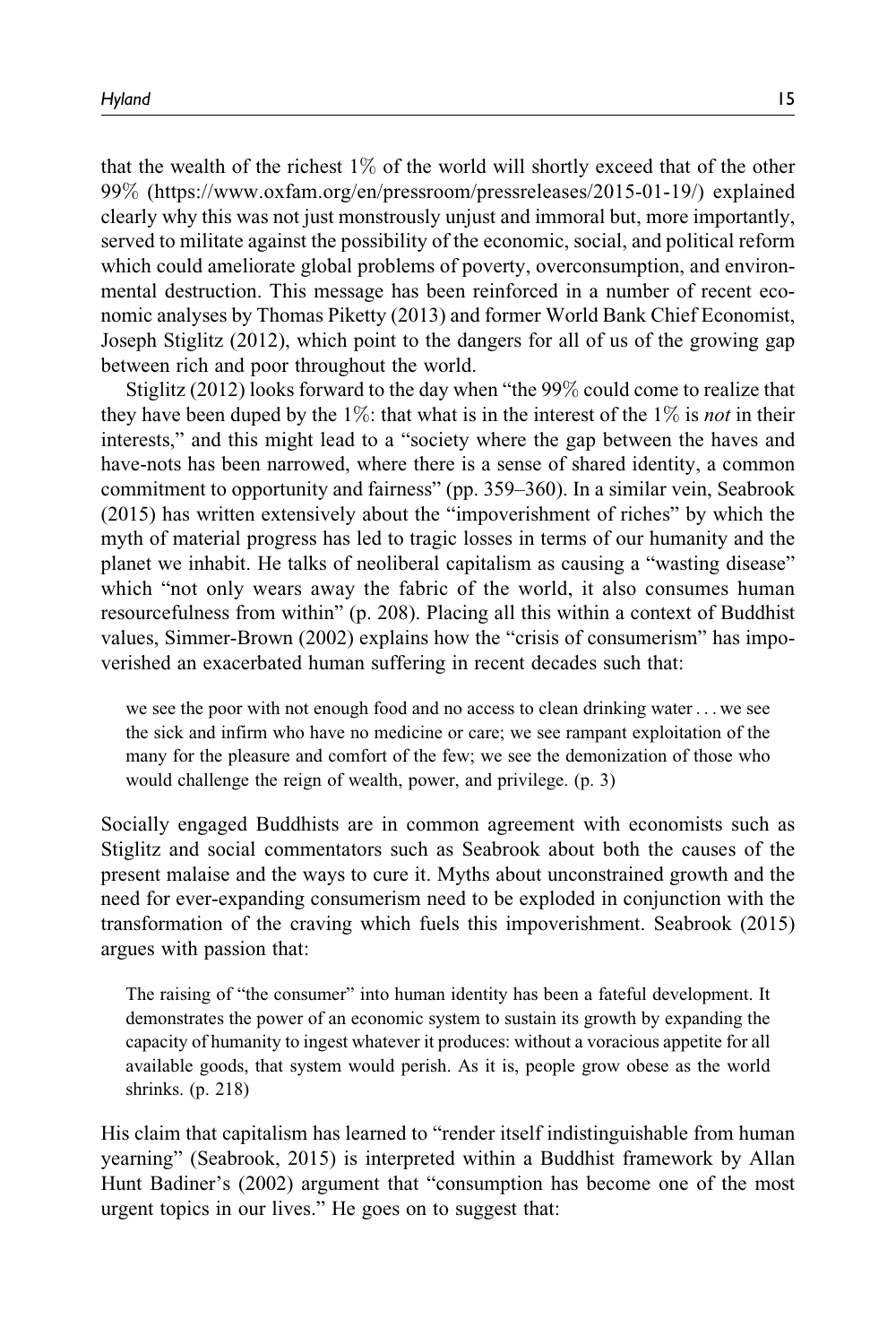that the wealth of the richest 1% of the world will shortly exceed that of the other 99% (https://www.oxfam.org/en/pressroom/pressreleases/2015-01-19/) explained clearly why this was not just monstrously unjust and immoral but, more importantly, served to militate against the possibility of the economic, social, and political reform which could ameliorate global problems of poverty, overconsumption, and environmental destruction. This message has been reinforced in a number of recent economic analyses by Thomas Piketty (2013) and former World Bank Chief Economist, Joseph Stiglitz (2012), which point to the dangers for all of us of the growing gap between rich and poor throughout the world.

Stiglitz (2012) looks forward to the day when "the 99% could come to realize that they have been duped by the 1%: that what is in the interest of the 1% is *not* in their interests," and this might lead to a "society where the gap between the haves and have-nots has been narrowed, where there is a sense of shared identity, a common commitment to opportunity and fairness" (pp. 359–360). In a similar vein, Seabrook (2015) has written extensively about the "impoverishment of riches" by which the myth of material progress has led to tragic losses in terms of our humanity and the planet we inhabit. He talks of neoliberal capitalism as causing a "wasting disease" which "not only wears away the fabric of the world, it also consumes human resourcefulness from within" (p. 208). Placing all this within a context of Buddhist values, Simmer-Brown (2002) explains how the "crisis of consumerism" has impoverished an exacerbated human suffering in recent decades such that:

> we see the poor with not enough food and no access to clean drinking water . . . we see the sick and infirm who have no medicine or care; we see rampant exploitation of the many for the pleasure and comfort of the few; we see the demonization of those who would challenge the reign of wealth, power, and privilege. (p. 3)

Socially engaged Buddhists are in common agreement with economists such as Stiglitz and social commentators such as Seabrook about both the causes of the present malaise and the ways to cure it. Myths about unconstrained growth and the need for ever-expanding consumerism need to be exploded in conjunction with the transformation of the craving which fuels this impoverishment. Seabrook (2015) argues with passion that:

> The raising of "the consumer" into human identity has been a fateful development. It demonstrates the power of an economic system to sustain its growth by expanding the capacity of humanity to ingest whatever it produces: without a voracious appetite for all available goods, that system would perish. As it is, people grow obese as the world shrinks. (p. 218)

His claim that capitalism has learned to "render itself indistinguishable from human yearning" (Seabrook, 2015) is interpreted within a Buddhist framework by Allan Hunt Badiner's (2002) argument that "consumption has become one of the most urgent topics in our lives." He goes on to suggest that: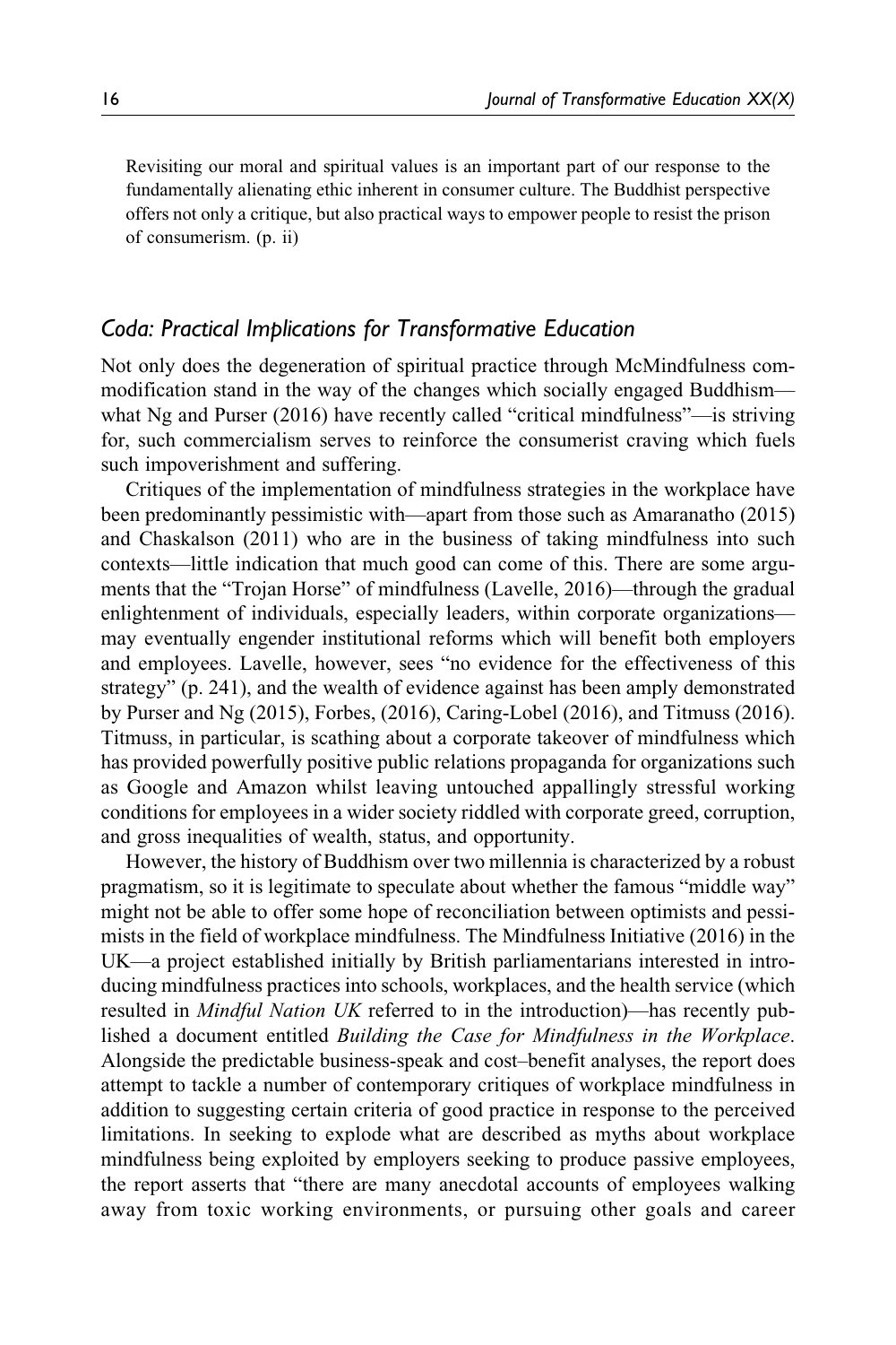> Revisiting our moral and spiritual values is an important part of our response to the fundamentally alienating ethic inherent in consumer culture. The Buddhist perspective offers not only a critique, but also practical ways to empower people to resist the prison of consumerism. (p. ii)

## *Coda: Practical Implications for Transformative Education*

Not only does the degeneration of spiritual practice through McMindfulness commodification stand in the way of the changes which socially engaged Buddhism—what Ng and Purser (2016) have recently called "critical mindfulness"—is striving for, such commercialism serves to reinforce the consumerist craving which fuels such impoverishment and suffering.

Critiques of the implementation of mindfulness strategies in the workplace have been predominantly pessimistic with—apart from those such as Amaranatho (2015) and Chaskalson (2011) who are in the business of taking mindfulness into such contexts—little indication that much good can come of this. There are some arguments that the "Trojan Horse" of mindfulness (Lavelle, 2016)—through the gradual enlightenment of individuals, especially leaders, within corporate organizations—may eventually engender institutional reforms which will benefit both employers and employees. Lavelle, however, sees "no evidence for the effectiveness of this strategy" (p. 241), and the wealth of evidence against has been amply demonstrated by Purser and Ng (2015), Forbes, (2016), Caring-Lobel (2016), and Titmuss (2016). Titmuss, in particular, is scathing about a corporate takeover of mindfulness which has provided powerfully positive public relations propaganda for organizations such as Google and Amazon whilst leaving untouched appallingly stressful working conditions for employees in a wider society riddled with corporate greed, corruption, and gross inequalities of wealth, status, and opportunity.

However, the history of Buddhism over two millennia is characterized by a robust pragmatism, so it is legitimate to speculate about whether the famous "middle way" might not be able to offer some hope of reconciliation between optimists and pessimists in the field of workplace mindfulness. The Mindfulness Initiative (2016) in the UK—a project established initially by British parliamentarians interested in introducing mindfulness practices into schools, workplaces, and the health service (which resulted in *Mindful Nation UK* referred to in the introduction)—has recently published a document entitled *Building the Case for Mindfulness in the Workplace*. Alongside the predictable business-speak and cost–benefit analyses, the report does attempt to tackle a number of contemporary critiques of workplace mindfulness in addition to suggesting certain criteria of good practice in response to the perceived limitations. In seeking to explode what are described as myths about workplace mindfulness being exploited by employers seeking to produce passive employees, the report asserts that "there are many anecdotal accounts of employees walking away from toxic working environments, or pursuing other goals and career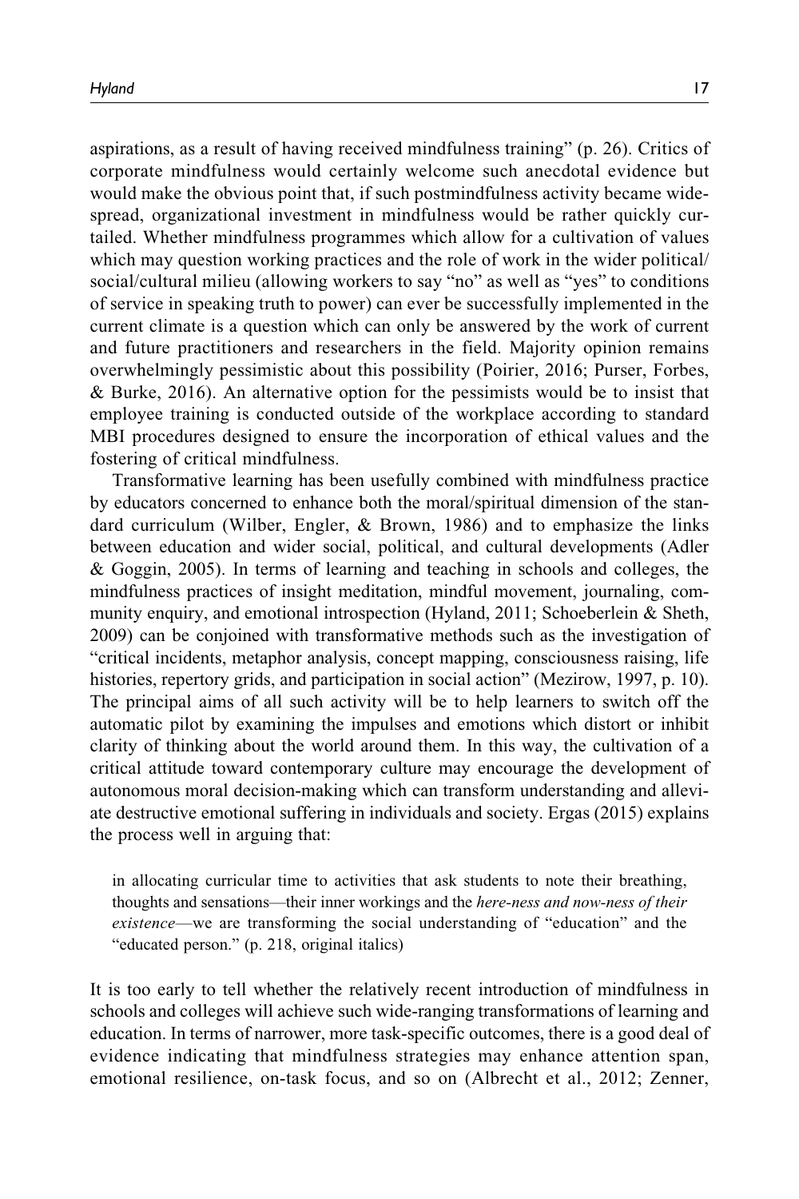aspirations, as a result of having received mindfulness training" (p. 26). Critics of corporate mindfulness would certainly welcome such anecdotal evidence but would make the obvious point that, if such postmindfulness activity became widespread, organizational investment in mindfulness would be rather quickly curtailed. Whether mindfulness programmes which allow for a cultivation of values which may question working practices and the role of work in the wider political/social/cultural milieu (allowing workers to say "no" as well as "yes" to conditions of service in speaking truth to power) can ever be successfully implemented in the current climate is a question which can only be answered by the work of current and future practitioners and researchers in the field. Majority opinion remains overwhelmingly pessimistic about this possibility (Poirier, 2016; Purser, Forbes, & Burke, 2016). An alternative option for the pessimists would be to insist that employee training is conducted outside of the workplace according to standard MBI procedures designed to ensure the incorporation of ethical values and the fostering of critical mindfulness.

Transformative learning has been usefully combined with mindfulness practice by educators concerned to enhance both the moral/spiritual dimension of the standard curriculum (Wilber, Engler, & Brown, 1986) and to emphasize the links between education and wider social, political, and cultural developments (Adler & Goggin, 2005). In terms of learning and teaching in schools and colleges, the mindfulness practices of insight meditation, mindful movement, journaling, community enquiry, and emotional introspection (Hyland, 2011; Schoeberlein & Sheth, 2009) can be conjoined with transformative methods such as the investigation of "critical incidents, metaphor analysis, concept mapping, consciousness raising, life histories, repertory grids, and participation in social action" (Mezirow, 1997, p. 10). The principal aims of all such activity will be to help learners to switch off the automatic pilot by examining the impulses and emotions which distort or inhibit clarity of thinking about the world around them. In this way, the cultivation of a critical attitude toward contemporary culture may encourage the development of autonomous moral decision-making which can transform understanding and alleviate destructive emotional suffering in individuals and society. Ergas (2015) explains the process well in arguing that:

> in allocating curricular time to activities that ask students to note their breathing, thoughts and sensations—their inner workings and the *here-ness and now-ness of their existence*—we are transforming the social understanding of "education" and the "educated person." (p. 218, original italics)

It is too early to tell whether the relatively recent introduction of mindfulness in schools and colleges will achieve such wide-ranging transformations of learning and education. In terms of narrower, more task-specific outcomes, there is a good deal of evidence indicating that mindfulness strategies may enhance attention span, emotional resilience, on-task focus, and so on (Albrecht et al., 2012; Zenner,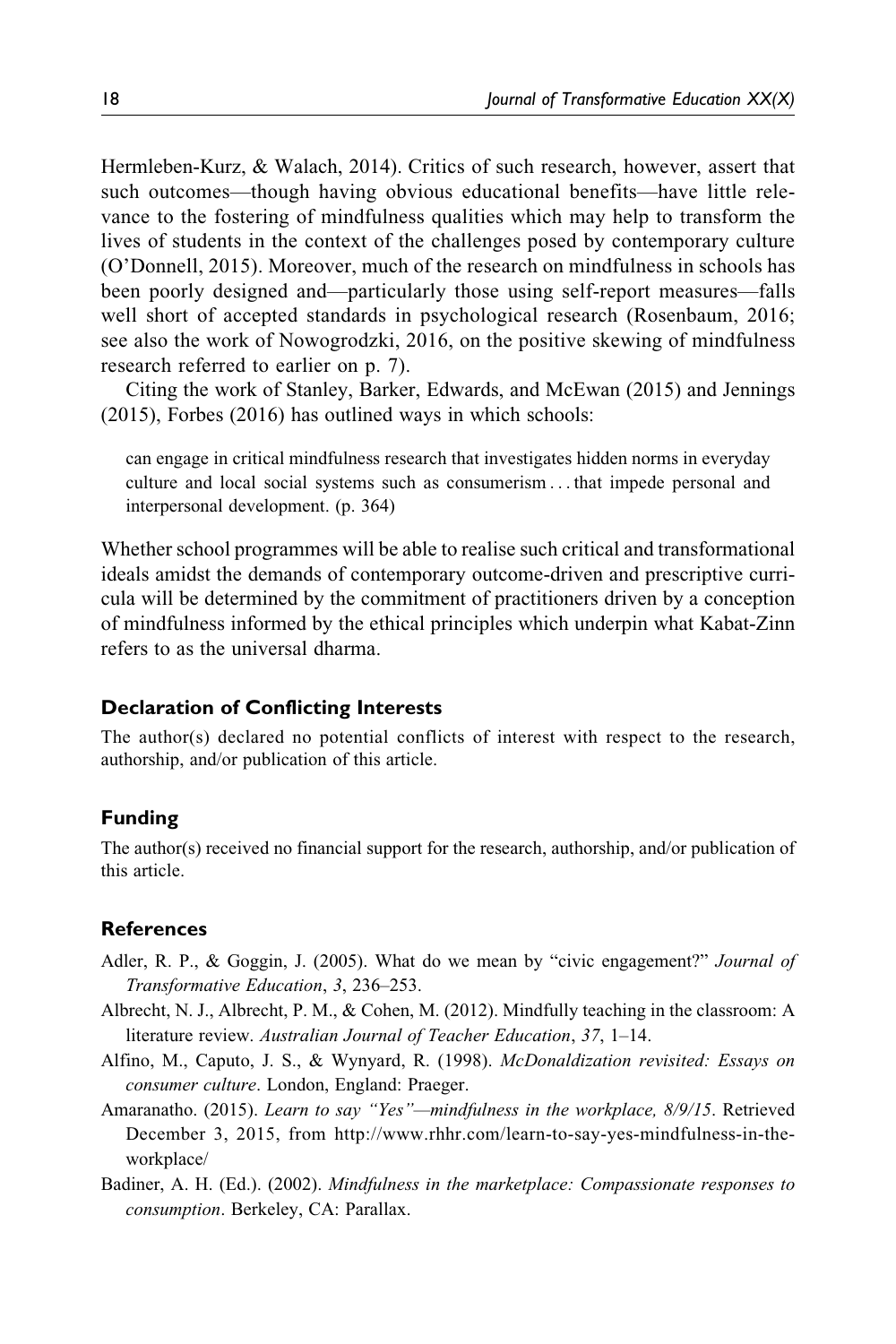Hermleben-Kurz, & Walach, 2014). Critics of such research, however, assert that such outcomes—though having obvious educational benefits—have little relevance to the fostering of mindfulness qualities which may help to transform the lives of students in the context of the challenges posed by contemporary culture (O'Donnell, 2015). Moreover, much of the research on mindfulness in schools has been poorly designed and—particularly those using self-report measures—falls well short of accepted standards in psychological research (Rosenbaum, 2016; see also the work of Nowogrodzki, 2016, on the positive skewing of mindfulness research referred to earlier on p. 7).

Citing the work of Stanley, Barker, Edwards, and McEwan (2015) and Jennings (2015), Forbes (2016) has outlined ways in which schools:

> can engage in critical mindfulness research that investigates hidden norms in everyday culture and local social systems such as consumerism . . . that impede personal and interpersonal development. (p. 364)

Whether school programmes will be able to realise such critical and transformational ideals amidst the demands of contemporary outcome-driven and prescriptive curricula will be determined by the commitment of practitioners driven by a conception of mindfulness informed by the ethical principles which underpin what Kabat-Zinn refers to as the universal dharma.

### Declaration of Conflicting Interests

The author(s) declared no potential conflicts of interest with respect to the research, authorship, and/or publication of this article.

### Funding

The author(s) received no financial support for the research, authorship, and/or publication of this article.

### References

Adler, R. P., & Goggin, J. (2005). What do we mean by "civic engagement?" *Journal of Transformative Education*, *3*, 236–253.

Albrecht, N. J., Albrecht, P. M., & Cohen, M. (2012). Mindfully teaching in the classroom: A literature review. *Australian Journal of Teacher Education*, *37*, 1–14.

Alfino, M., Caputo, J. S., & Wynyard, R. (1998). *McDonaldization revisited: Essays on consumer culture*. London, England: Praeger.

Amaranatho. (2015). *Learn to say "Yes"—mindfulness in the workplace, 8/9/15*. Retrieved December 3, 2015, from http://www.rhhr.com/learn-to-say-yes-mindfulness-in-the-workplace/

Badiner, A. H. (Ed.). (2002). *Mindfulness in the marketplace: Compassionate responses to consumption*. Berkeley, CA: Parallax.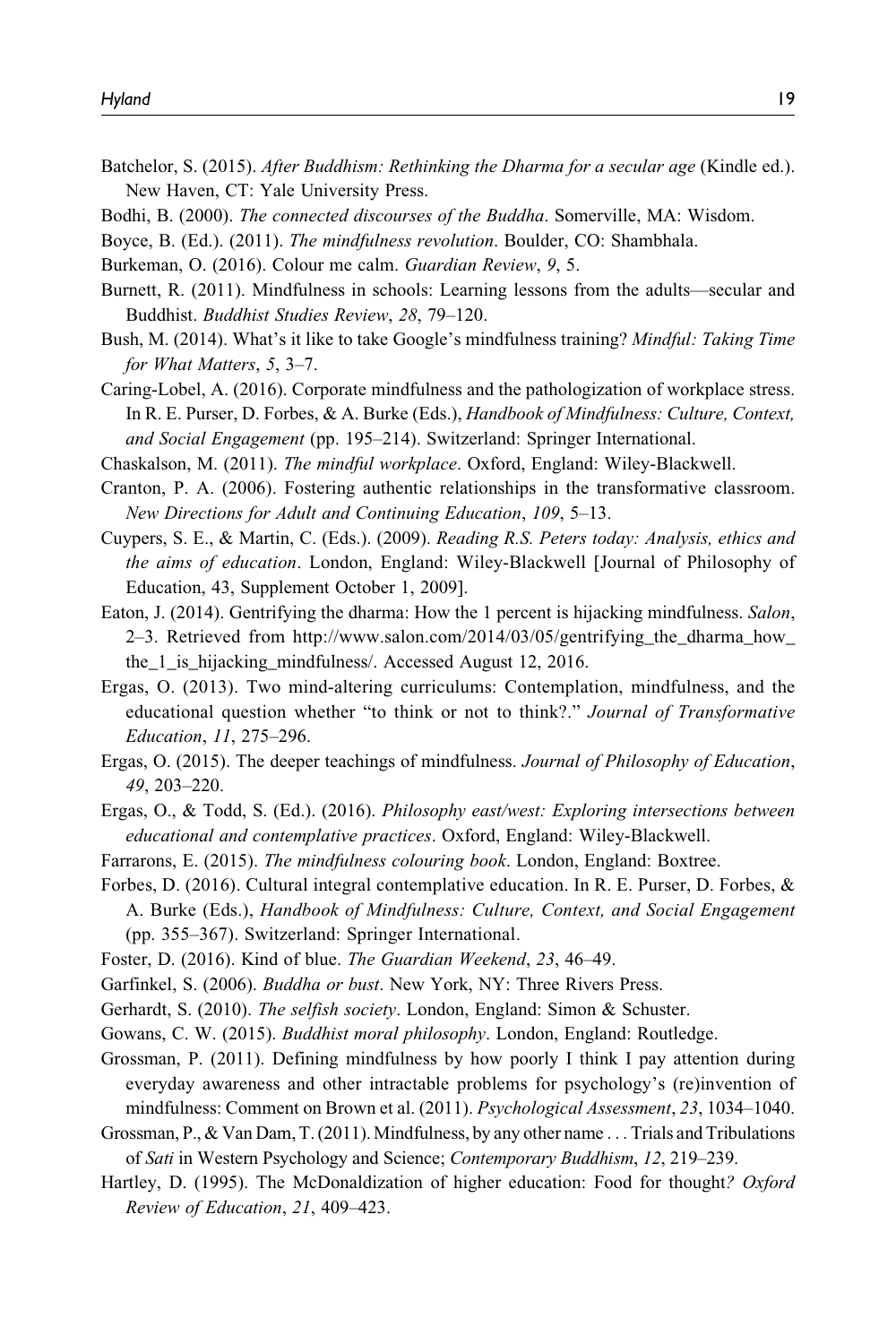Batchelor, S. (2015). *After Buddhism: Rethinking the Dharma for a secular age* (Kindle ed.). New Haven, CT: Yale University Press.

Bodhi, B. (2000). *The connected discourses of the Buddha*. Somerville, MA: Wisdom.

Boyce, B. (Ed.). (2011). *The mindfulness revolution*. Boulder, CO: Shambhala.

Burkeman, O. (2016). Colour me calm. *Guardian Review*, *9*, 5.

Burnett, R. (2011). Mindfulness in schools: Learning lessons from the adults—secular and Buddhist. *Buddhist Studies Review*, *28*, 79–120.

Bush, M. (2014). What's it like to take Google's mindfulness training? *Mindful: Taking Time for What Matters*, *5*, 3–7.

Caring-Lobel, A. (2016). Corporate mindfulness and the pathologization of workplace stress. In R. E. Purser, D. Forbes, & A. Burke (Eds.), *Handbook of Mindfulness: Culture, Context, and Social Engagement* (pp. 195–214). Switzerland: Springer International.

Chaskalson, M. (2011). *The mindful workplace*. Oxford, England: Wiley-Blackwell.

Cranton, P. A. (2006). Fostering authentic relationships in the transformative classroom. *New Directions for Adult and Continuing Education*, *109*, 5–13.

Cuypers, S. E., & Martin, C. (Eds.). (2009). *Reading R.S. Peters today: Analysis, ethics and the aims of education*. London, England: Wiley-Blackwell [Journal of Philosophy of Education, 43, Supplement October 1, 2009].

Eaton, J. (2014). Gentrifying the dharma: How the 1 percent is hijacking mindfulness. *Salon*, 2–3. Retrieved from http://www.salon.com/2014/03/05/gentrifying_the_dharma_how_the_1_is_hijacking_mindfulness/. Accessed August 12, 2016.

Ergas, O. (2013). Two mind-altering curriculums: Contemplation, mindfulness, and the educational question whether "to think or not to think?." *Journal of Transformative Education*, *11*, 275–296.

Ergas, O. (2015). The deeper teachings of mindfulness. *Journal of Philosophy of Education*, *49*, 203–220.

Ergas, O., & Todd, S. (Ed.). (2016). *Philosophy east/west: Exploring intersections between educational and contemplative practices*. Oxford, England: Wiley-Blackwell.

Farrarons, E. (2015). *The mindfulness colouring book*. London, England: Boxtree.

Forbes, D. (2016). Cultural integral contemplative education. In R. E. Purser, D. Forbes, & A. Burke (Eds.), *Handbook of Mindfulness: Culture, Context, and Social Engagement* (pp. 355–367). Switzerland: Springer International.

Foster, D. (2016). Kind of blue. *The Guardian Weekend*, *23*, 46–49.

Garfinkel, S. (2006). *Buddha or bust*. New York, NY: Three Rivers Press.

Gerhardt, S. (2010). *The selfish society*. London, England: Simon & Schuster.

Gowans, C. W. (2015). *Buddhist moral philosophy*. London, England: Routledge.

Grossman, P. (2011). Defining mindfulness by how poorly I think I pay attention during everyday awareness and other intractable problems for psychology's (re)invention of mindfulness: Comment on Brown et al. (2011). *Psychological Assessment*, *23*, 1034–1040.

Grossman, P., & Van Dam, T. (2011). Mindfulness, by any other name . . . Trials and Tribulations of *Sati* in Western Psychology and Science; *Contemporary Buddhism*, *12*, 219–239.

Hartley, D. (1995). The McDonaldization of higher education: Food for thought? *Oxford Review of Education*, *21*, 409–423.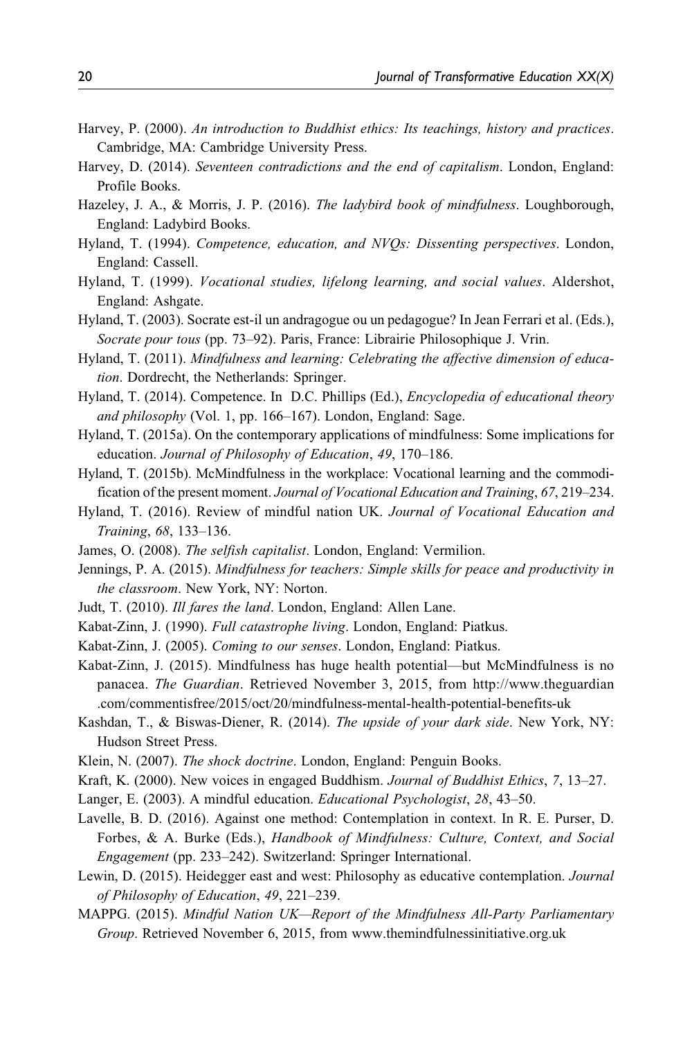Harvey, P. (2000). *An introduction to Buddhist ethics: Its teachings, history and practices*. Cambridge, MA: Cambridge University Press.

Harvey, D. (2014). *Seventeen contradictions and the end of capitalism*. London, England: Profile Books.

Hazeley, J. A., & Morris, J. P. (2016). *The ladybird book of mindfulness*. Loughborough, England: Ladybird Books.

Hyland, T. (1994). *Competence, education, and NVQs: Dissenting perspectives*. London, England: Cassell.

Hyland, T. (1999). *Vocational studies, lifelong learning, and social values*. Aldershot, England: Ashgate.

Hyland, T. (2003). Socrate est-il un andragogue ou un pedagogue? In Jean Ferrari et al. (Eds.), *Socrate pour tous* (pp. 73–92). Paris, France: Librairie Philosophique J. Vrin.

Hyland, T. (2011). *Mindfulness and learning: Celebrating the affective dimension of education*. Dordrecht, the Netherlands: Springer.

Hyland, T. (2014). Competence. In D.C. Phillips (Ed.), *Encyclopedia of educational theory and philosophy* (Vol. 1, pp. 166–167). London, England: Sage.

Hyland, T. (2015a). On the contemporary applications of mindfulness: Some implications for education. *Journal of Philosophy of Education*, *49*, 170–186.

Hyland, T. (2015b). McMindfulness in the workplace: Vocational learning and the commodification of the present moment. *Journal of Vocational Education and Training*, *67*, 219–234.

Hyland, T. (2016). Review of mindful nation UK. *Journal of Vocational Education and Training*, *68*, 133–136.

James, O. (2008). *The selfish capitalist*. London, England: Vermilion.

Jennings, P. A. (2015). *Mindfulness for teachers: Simple skills for peace and productivity in the classroom*. New York, NY: Norton.

Judt, T. (2010). *Ill fares the land*. London, England: Allen Lane.

Kabat-Zinn, J. (1990). *Full catastrophe living*. London, England: Piatkus.

Kabat-Zinn, J. (2005). *Coming to our senses*. London, England: Piatkus.

Kabat-Zinn, J. (2015). Mindfulness has huge health potential—but McMindfulness is no panacea. *The Guardian*. Retrieved November 3, 2015, from http://www.theguardian.com/commentisfree/2015/oct/20/mindfulness-mental-health-potential-benefits-uk

Kashdan, T., & Biswas-Diener, R. (2014). *The upside of your dark side*. New York, NY: Hudson Street Press.

Klein, N. (2007). *The shock doctrine*. London, England: Penguin Books.

Kraft, K. (2000). New voices in engaged Buddhism. *Journal of Buddhist Ethics*, *7*, 13–27.

Langer, E. (2003). A mindful education. *Educational Psychologist*, *28*, 43–50.

Lavelle, B. D. (2016). Against one method: Contemplation in context. In R. E. Purser, D. Forbes, & A. Burke (Eds.), *Handbook of Mindfulness: Culture, Context, and Social Engagement* (pp. 233–242). Switzerland: Springer International.

Lewin, D. (2015). Heidegger east and west: Philosophy as educative contemplation. *Journal of Philosophy of Education*, *49*, 221–239.

MAPPG. (2015). *Mindful Nation UK—Report of the Mindfulness All-Party Parliamentary Group*. Retrieved November 6, 2015, from www.themindfulnessinitiative.org.uk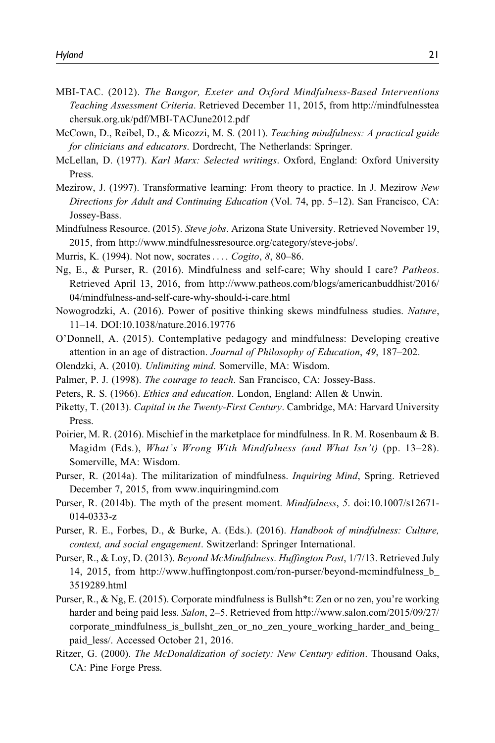MBI-TAC. (2012). *The Bangor, Exeter and Oxford Mindfulness-Based Interventions Teaching Assessment Criteria*. Retrieved December 11, 2015, from http://mindfulnessteachersuk.org.uk/pdf/MBI-TACJune2012.pdf

McCown, D., Reibel, D., & Micozzi, M. S. (2011). *Teaching mindfulness: A practical guide for clinicians and educators*. Dordrecht, The Netherlands: Springer.

McLellan, D. (1977). *Karl Marx: Selected writings*. Oxford, England: Oxford University Press.

Mezirow, J. (1997). Transformative learning: From theory to practice. In J. Mezirow *New Directions for Adult and Continuing Education* (Vol. 74, pp. 5–12). San Francisco, CA: Jossey-Bass.

Mindfulness Resource. (2015). *Steve jobs*. Arizona State University. Retrieved November 19, 2015, from http://www.mindfulnessresource.org/category/steve-jobs/.

Murris, K. (1994). Not now, socrates . . . . *Cogito*, *8*, 80–86.

Ng, E., & Purser, R. (2016). Mindfulness and self-care; Why should I care? *Patheos*. Retrieved April 13, 2016, from http://www.patheos.com/blogs/americanbuddhist/2016/04/mindfulness-and-self-care-why-should-i-care.html

Nowogrodzki, A. (2016). Power of positive thinking skews mindfulness studies. *Nature*, 11–14. DOI:10.1038/nature.2016.19776

O'Donnell, A. (2015). Contemplative pedagogy and mindfulness: Developing creative attention in an age of distraction. *Journal of Philosophy of Education*, *49*, 187–202.

Olendzki, A. (2010). *Unlimiting mind*. Somerville, MA: Wisdom.

Palmer, P. J. (1998). *The courage to teach*. San Francisco, CA: Jossey-Bass.

Peters, R. S. (1966). *Ethics and education*. London, England: Allen & Unwin.

Piketty, T. (2013). *Capital in the Twenty-First Century*. Cambridge, MA: Harvard University Press.

Poirier, M. R. (2016). Mischief in the marketplace for mindfulness. In R. M. Rosenbaum & B. Magidm (Eds.), *What's Wrong With Mindfulness (and What Isn't)* (pp. 13–28). Somerville, MA: Wisdom.

Purser, R. (2014a). The militarization of mindfulness. *Inquiring Mind*, Spring. Retrieved December 7, 2015, from www.inquiringmind.com

Purser, R. (2014b). The myth of the present moment. *Mindfulness*, *5*. doi:10.1007/s12671-014-0333-z

Purser, R. E., Forbes, D., & Burke, A. (Eds.). (2016). *Handbook of mindfulness: Culture, context, and social engagement*. Switzerland: Springer International.

Purser, R., & Loy, D. (2013). *Beyond McMindfulness*. *Huffington Post*, 1/7/13. Retrieved July 14, 2015, from http://www.huffingtonpost.com/ron-purser/beyond-mcmindfulness_b_3519289.html

Purser, R., & Ng, E. (2015). Corporate mindfulness is Bullsh*t: Zen or no zen, you're working harder and being paid less. *Salon*, 2–5. Retrieved from http://www.salon.com/2015/09/27/corporate_mindfulness_is_bullsht_zen_or_no_zen_youre_working_harder_and_being_paid_less/. Accessed October 21, 2016.

Ritzer, G. (2000). *The McDonaldization of society: New Century edition*. Thousand Oaks, CA: Pine Forge Press.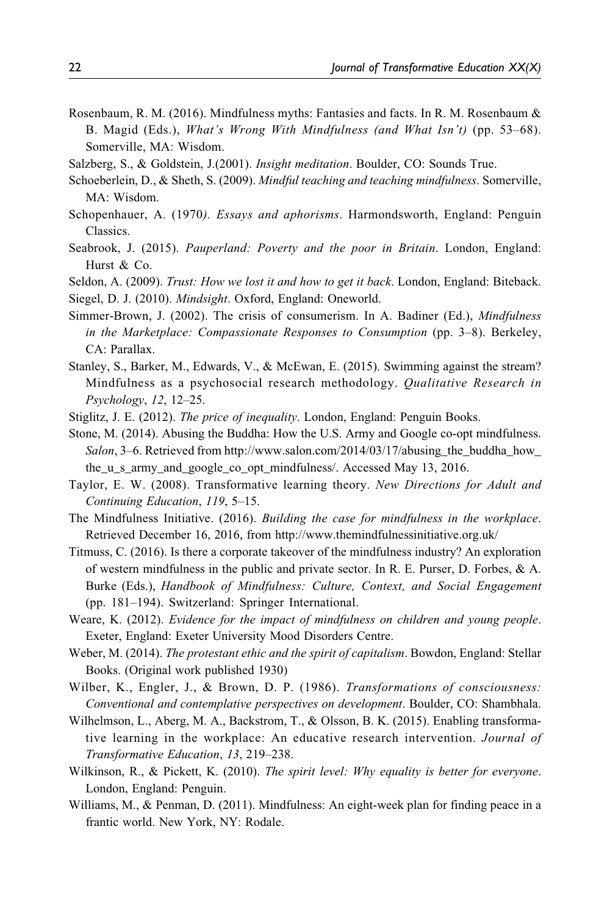Rosenbaum, R. M. (2016). Mindfulness myths: Fantasies and facts. In R. M. Rosenbaum & B. Magid (Eds.), *What's Wrong With Mindfulness (and What Isn't)* (pp. 53–68). Somerville, MA: Wisdom.

Salzberg, S., & Goldstein, J.(2001). *Insight meditation*. Boulder, CO: Sounds True.

Schoeberlein, D., & Sheth, S. (2009). *Mindful teaching and teaching mindfulness*. Somerville, MA: Wisdom.

Schopenhauer, A. (1970*). Essays and aphorisms*. Harmondsworth, England: Penguin Classics.

Seabrook, J. (2015). *Pauperland: Poverty and the poor in Britain*. London, England: Hurst & Co.

Seldon, A. (2009). *Trust: How we lost it and how to get it back*. London, England: Biteback.

Siegel, D. J. (2010). *Mindsight*. Oxford, England: Oneworld.

Simmer-Brown, J. (2002). The crisis of consumerism. In A. Badiner (Ed.), *Mindfulness in the Marketplace: Compassionate Responses to Consumption* (pp. 3–8). Berkeley, CA: Parallax.

Stanley, S., Barker, M., Edwards, V., & McEwan, E. (2015). Swimming against the stream? Mindfulness as a psychosocial research methodology. *Qualitative Research in Psychology*, *12*, 12–25.

Stiglitz, J. E. (2012). *The price of inequality*. London, England: Penguin Books.

Stone, M. (2014). Abusing the Buddha: How the U.S. Army and Google co-opt mindfulness. *Salon*, 3–6. Retrieved from http://www.salon.com/2014/03/17/abusing_the_buddha_how_the_u_s_army_and_google_co_opt_mindfulness/. Accessed May 13, 2016.

Taylor, E. W. (2008). Transformative learning theory. *New Directions for Adult and Continuing Education*, *119*, 5–15.

The Mindfulness Initiative. (2016). *Building the case for mindfulness in the workplace*. Retrieved December 16, 2016, from http://www.themindfulnessinitiative.org.uk/

Titmuss, C. (2016). Is there a corporate takeover of the mindfulness industry? An exploration of western mindfulness in the public and private sector. In R. E. Purser, D. Forbes, & A. Burke (Eds.), *Handbook of Mindfulness: Culture, Context, and Social Engagement* (pp. 181–194). Switzerland: Springer International.

Weare, K. (2012). *Evidence for the impact of mindfulness on children and young people*. Exeter, England: Exeter University Mood Disorders Centre.

Weber, M. (2014). *The protestant ethic and the spirit of capitalism*. Bowdon, England: Stellar Books. (Original work published 1930)

Wilber, K., Engler, J., & Brown, D. P. (1986). *Transformations of consciousness: Conventional and contemplative perspectives on development*. Boulder, CO: Shambhala.

Wilhelmson, L., Aberg, M. A., Backstrom, T., & Olsson, B. K. (2015). Enabling transformative learning in the workplace: An educative research intervention. *Journal of Transformative Education*, *13*, 219–238.

Wilkinson, R., & Pickett, K. (2010). *The spirit level: Why equality is better for everyone*. London, England: Penguin.

Williams, M., & Penman, D. (2011). Mindfulness: An eight-week plan for finding peace in a frantic world. New York, NY: Rodale.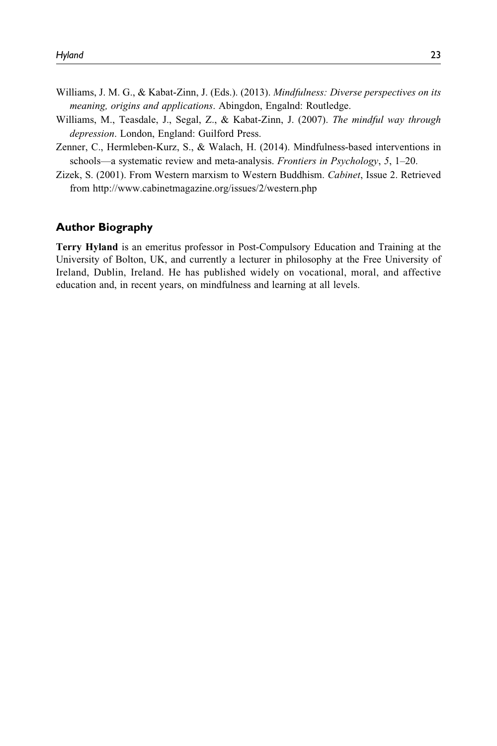Williams, J. M. G., & Kabat-Zinn, J. (Eds.). (2013). *Mindfulness: Diverse perspectives on its meaning, origins and applications*. Abingdon, Engalnd: Routledge.

Williams, M., Teasdale, J., Segal, Z., & Kabat-Zinn, J. (2007). *The mindful way through depression*. London, England: Guilford Press.

Zenner, C., Hermleben-Kurz, S., & Walach, H. (2014). Mindfulness-based interventions in schools—a systematic review and meta-analysis. *Frontiers in Psychology*, *5*, 1–20.

Zizek, S. (2001). From Western marxism to Western Buddhism. *Cabinet*, Issue 2. Retrieved from http://www.cabinetmagazine.org/issues/2/western.php

## Author Biography

**Terry Hyland** is an emeritus professor in Post-Compulsory Education and Training at the University of Bolton, UK, and currently a lecturer in philosophy at the Free University of Ireland, Dublin, Ireland. He has published widely on vocational, moral, and affective education and, in recent years, on mindfulness and learning at all levels.